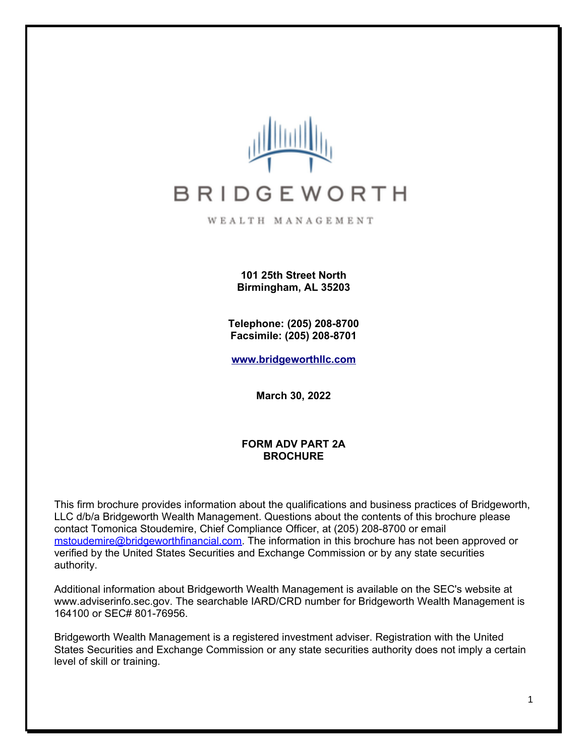BRIDGEWORTH

WEALTH MANAGEMENT

**101 25th Street North**
**Birmingham, AL 35203**

**Telephone: (205) 208-8700**
**Facsimile: (205) 208-8701**

**[www.bridgeworthllc.com](http://www.bridgeworthllc.com)**

**March 30, 2022**

# FORM ADV PART 2A BROCHURE

This firm brochure provides information about the qualifications and business practices of Bridgeworth, LLC d/b/a Bridgeworth Wealth Management. Questions about the contents of this brochure please contact Tomonica Stoudemire, Chief Compliance Officer, at (205) 208-8700 or email mstoudemire@bridgeworthfinancial.com. The information in this brochure has not been approved or verified by the United States Securities and Exchange Commission or by any state securities authority.

Additional information about Bridgeworth Wealth Management is available on the SEC's website at www.adviserinfo.sec.gov. The searchable IARD/CRD number for Bridgeworth Wealth Management is 164100 or SEC# 801-76956.

Bridgeworth Wealth Management is a registered investment adviser. Registration with the United States Securities and Exchange Commission or any state securities authority does not imply a certain level of skill or training.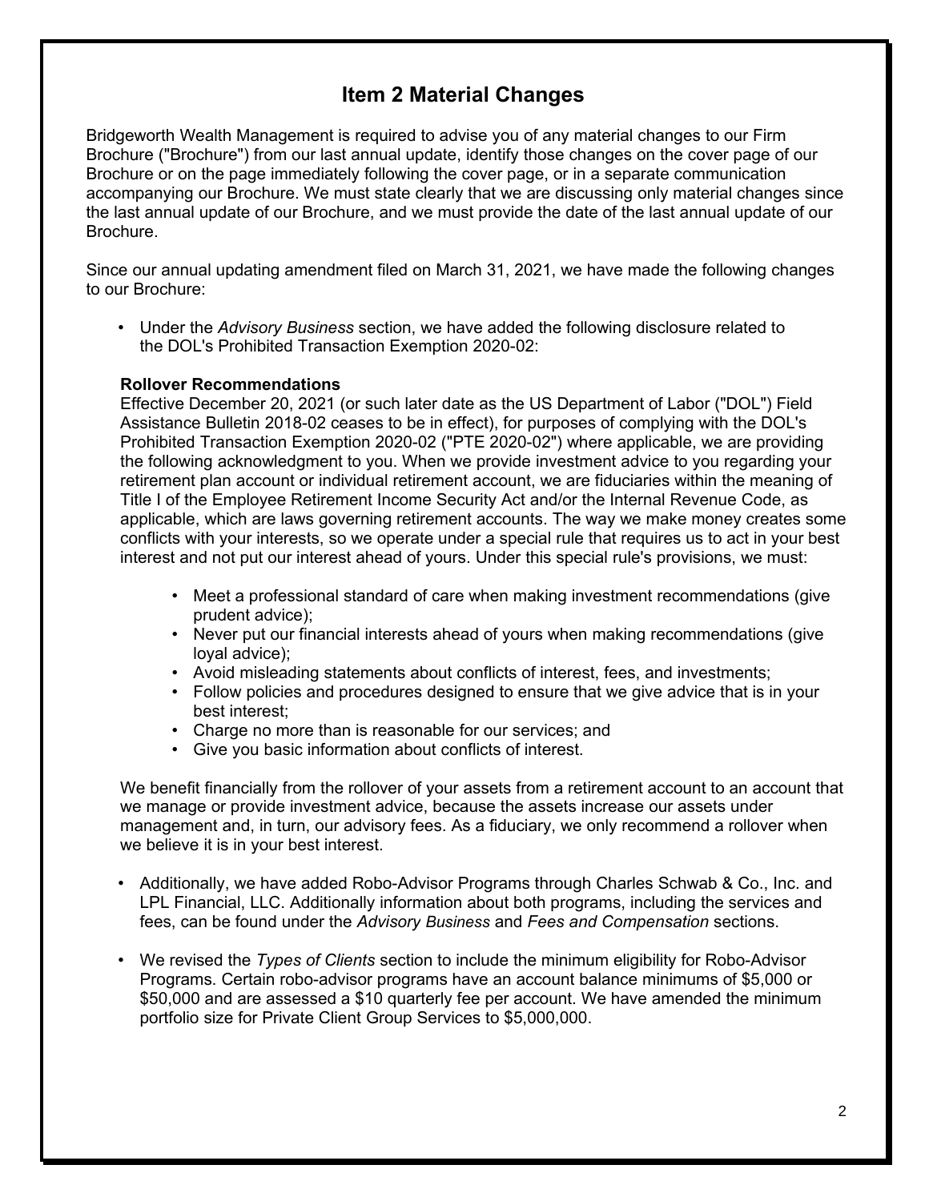# Item 2 Material Changes

Bridgeworth Wealth Management is required to advise you of any material changes to our Firm Brochure ("Brochure") from our last annual update, identify those changes on the cover page of our Brochure or on the page immediately following the cover page, or in a separate communication accompanying our Brochure. We must state clearly that we are discussing only material changes since the last annual update of our Brochure, and we must provide the date of the last annual update of our Brochure.

Since our annual updating amendment filed on March 31, 2021, we have made the following changes to our Brochure:

- Under the *Advisory Business* section, we have added the following disclosure related to the DOL's Prohibited Transaction Exemption 2020-02:

  **Rollover Recommendations**
  Effective December 20, 2021 (or such later date as the US Department of Labor ("DOL") Field Assistance Bulletin 2018-02 ceases to be in effect), for purposes of complying with the DOL's Prohibited Transaction Exemption 2020-02 ("PTE 2020-02") where applicable, we are providing the following acknowledgment to you. When we provide investment advice to you regarding your retirement plan account or individual retirement account, we are fiduciaries within the meaning of Title I of the Employee Retirement Income Security Act and/or the Internal Revenue Code, as applicable, which are laws governing retirement accounts. The way we make money creates some conflicts with your interests, so we operate under a special rule that requires us to act in your best interest and not put our interest ahead of yours. Under this special rule's provisions, we must:

  - Meet a professional standard of care when making investment recommendations (give prudent advice);
  - Never put our financial interests ahead of yours when making recommendations (give loyal advice);
  - Avoid misleading statements about conflicts of interest, fees, and investments;
  - Follow policies and procedures designed to ensure that we give advice that is in your best interest;
  - Charge no more than is reasonable for our services; and
  - Give you basic information about conflicts of interest.

  We benefit financially from the rollover of your assets from a retirement account to an account that we manage or provide investment advice, because the assets increase our assets under management and, in turn, our advisory fees. As a fiduciary, we only recommend a rollover when we believe it is in your best interest.

- Additionally, we have added Robo-Advisor Programs through Charles Schwab & Co., Inc. and LPL Financial, LLC. Additionally information about both programs, including the services and fees, can be found under the *Advisory Business* and *Fees and Compensation* sections.

- We revised the *Types of Clients* section to include the minimum eligibility for Robo-Advisor Programs. Certain robo-advisor programs have an account balance minimums of $5,000 or $50,000 and are assessed a $10 quarterly fee per account. We have amended the minimum portfolio size for Private Client Group Services to $5,000,000.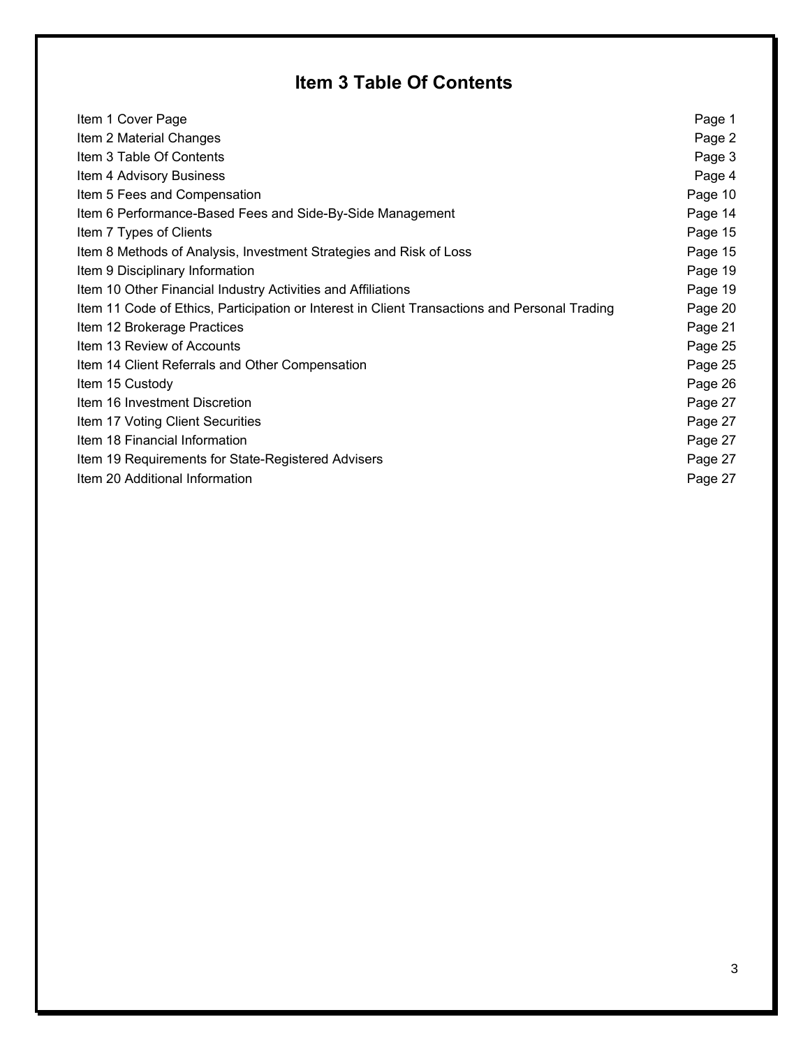# Item 3 Table Of Contents

| | |
|---|---|
| Item 1 Cover Page | Page 1 |
| Item 2 Material Changes | Page 2 |
| Item 3 Table Of Contents | Page 3 |
| Item 4 Advisory Business | Page 4 |
| Item 5 Fees and Compensation | Page 10 |
| Item 6 Performance-Based Fees and Side-By-Side Management | Page 14 |
| Item 7 Types of Clients | Page 15 |
| Item 8 Methods of Analysis, Investment Strategies and Risk of Loss | Page 15 |
| Item 9 Disciplinary Information | Page 19 |
| Item 10 Other Financial Industry Activities and Affiliations | Page 19 |
| Item 11 Code of Ethics, Participation or Interest in Client Transactions and Personal Trading | Page 20 |
| Item 12 Brokerage Practices | Page 21 |
| Item 13 Review of Accounts | Page 25 |
| Item 14 Client Referrals and Other Compensation | Page 25 |
| Item 15 Custody | Page 26 |
| Item 16 Investment Discretion | Page 27 |
| Item 17 Voting Client Securities | Page 27 |
| Item 18 Financial Information | Page 27 |
| Item 19 Requirements for State-Registered Advisers | Page 27 |
| Item 20 Additional Information | Page 27 |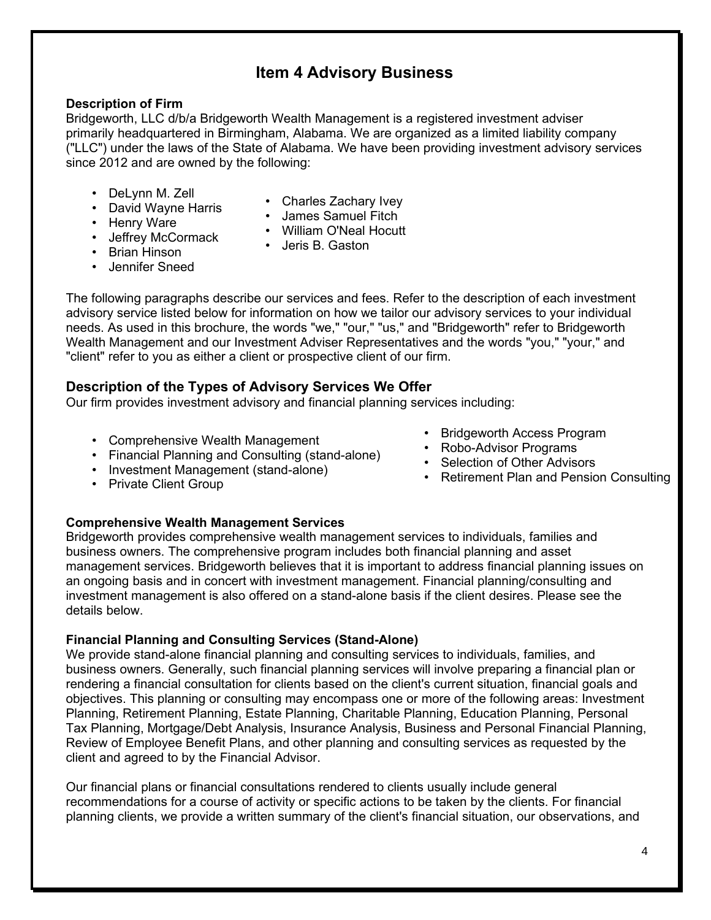# Item 4 Advisory Business

**Description of Firm**

Bridgeworth, LLC d/b/a Bridgeworth Wealth Management is a registered investment adviser primarily headquartered in Birmingham, Alabama. We are organized as a limited liability company ("LLC") under the laws of the State of Alabama. We have been providing investment advisory services since 2012 and are owned by the following:

- DeLynn M. Zell
- David Wayne Harris
- Henry Ware
- Jeffrey McCormack
- Brian Hinson
- Jennifer Sneed
- Charles Zachary Ivey
- James Samuel Fitch
- William O'Neal Hocutt
- Jeris B. Gaston

The following paragraphs describe our services and fees. Refer to the description of each investment advisory service listed below for information on how we tailor our advisory services to your individual needs. As used in this brochure, the words "we," "our," "us," and "Bridgeworth" refer to Bridgeworth Wealth Management and our Investment Adviser Representatives and the words "you," "your," and "client" refer to you as either a client or prospective client of our firm.

## Description of the Types of Advisory Services We Offer

Our firm provides investment advisory and financial planning services including:

- Comprehensive Wealth Management
- Financial Planning and Consulting (stand-alone)
- Investment Management (stand-alone)
- Private Client Group
- Bridgeworth Access Program
- Robo-Advisor Programs
- Selection of Other Advisors
- Retirement Plan and Pension Consulting

**Comprehensive Wealth Management Services**

Bridgeworth provides comprehensive wealth management services to individuals, families and business owners. The comprehensive program includes both financial planning and asset management services. Bridgeworth believes that it is important to address financial planning issues on an ongoing basis and in concert with investment management. Financial planning/consulting and investment management is also offered on a stand-alone basis if the client desires. Please see the details below.

**Financial Planning and Consulting Services (Stand-Alone)**

We provide stand-alone financial planning and consulting services to individuals, families, and business owners. Generally, such financial planning services will involve preparing a financial plan or rendering a financial consultation for clients based on the client's current situation, financial goals and objectives. This planning or consulting may encompass one or more of the following areas: Investment Planning, Retirement Planning, Estate Planning, Charitable Planning, Education Planning, Personal Tax Planning, Mortgage/Debt Analysis, Insurance Analysis, Business and Personal Financial Planning, Review of Employee Benefit Plans, and other planning and consulting services as requested by the client and agreed to by the Financial Advisor.

Our financial plans or financial consultations rendered to clients usually include general recommendations for a course of activity or specific actions to be taken by the clients. For financial planning clients, we provide a written summary of the client's financial situation, our observations, and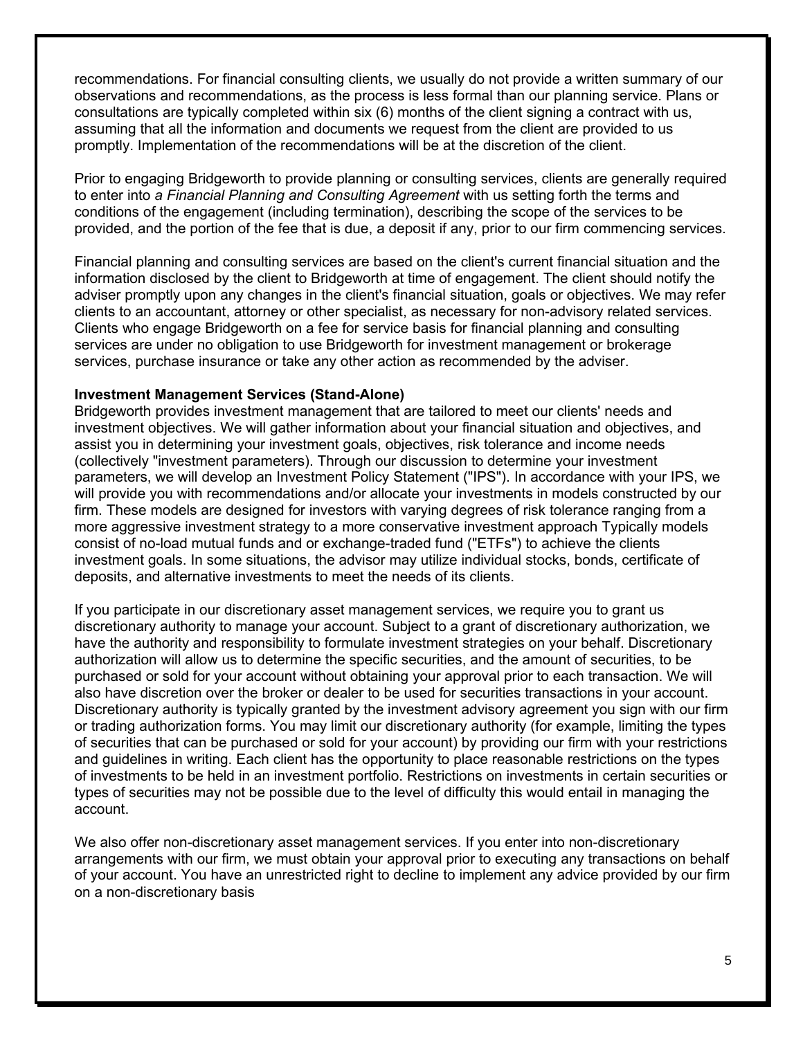recommendations. For financial consulting clients, we usually do not provide a written summary of our observations and recommendations, as the process is less formal than our planning service. Plans or consultations are typically completed within six (6) months of the client signing a contract with us, assuming that all the information and documents we request from the client are provided to us promptly. Implementation of the recommendations will be at the discretion of the client.

Prior to engaging Bridgeworth to provide planning or consulting services, clients are generally required to enter into *a Financial Planning and Consulting Agreement* with us setting forth the terms and conditions of the engagement (including termination), describing the scope of the services to be provided, and the portion of the fee that is due, a deposit if any, prior to our firm commencing services.

Financial planning and consulting services are based on the client's current financial situation and the information disclosed by the client to Bridgeworth at time of engagement. The client should notify the adviser promptly upon any changes in the client's financial situation, goals or objectives. We may refer clients to an accountant, attorney or other specialist, as necessary for non-advisory related services. Clients who engage Bridgeworth on a fee for service basis for financial planning and consulting services are under no obligation to use Bridgeworth for investment management or brokerage services, purchase insurance or take any other action as recommended by the adviser.

**Investment Management Services (Stand-Alone)**

Bridgeworth provides investment management that are tailored to meet our clients' needs and investment objectives. We will gather information about your financial situation and objectives, and assist you in determining your investment goals, objectives, risk tolerance and income needs (collectively "investment parameters). Through our discussion to determine your investment parameters, we will develop an Investment Policy Statement ("IPS"). In accordance with your IPS, we will provide you with recommendations and/or allocate your investments in models constructed by our firm. These models are designed for investors with varying degrees of risk tolerance ranging from a more aggressive investment strategy to a more conservative investment approach Typically models consist of no-load mutual funds and or exchange-traded fund ("ETFs") to achieve the clients investment goals. In some situations, the advisor may utilize individual stocks, bonds, certificate of deposits, and alternative investments to meet the needs of its clients.

If you participate in our discretionary asset management services, we require you to grant us discretionary authority to manage your account. Subject to a grant of discretionary authorization, we have the authority and responsibility to formulate investment strategies on your behalf. Discretionary authorization will allow us to determine the specific securities, and the amount of securities, to be purchased or sold for your account without obtaining your approval prior to each transaction. We will also have discretion over the broker or dealer to be used for securities transactions in your account. Discretionary authority is typically granted by the investment advisory agreement you sign with our firm or trading authorization forms. You may limit our discretionary authority (for example, limiting the types of securities that can be purchased or sold for your account) by providing our firm with your restrictions and guidelines in writing. Each client has the opportunity to place reasonable restrictions on the types of investments to be held in an investment portfolio. Restrictions on investments in certain securities or types of securities may not be possible due to the level of difficulty this would entail in managing the account.

We also offer non-discretionary asset management services. If you enter into non-discretionary arrangements with our firm, we must obtain your approval prior to executing any transactions on behalf of your account. You have an unrestricted right to decline to implement any advice provided by our firm on a non-discretionary basis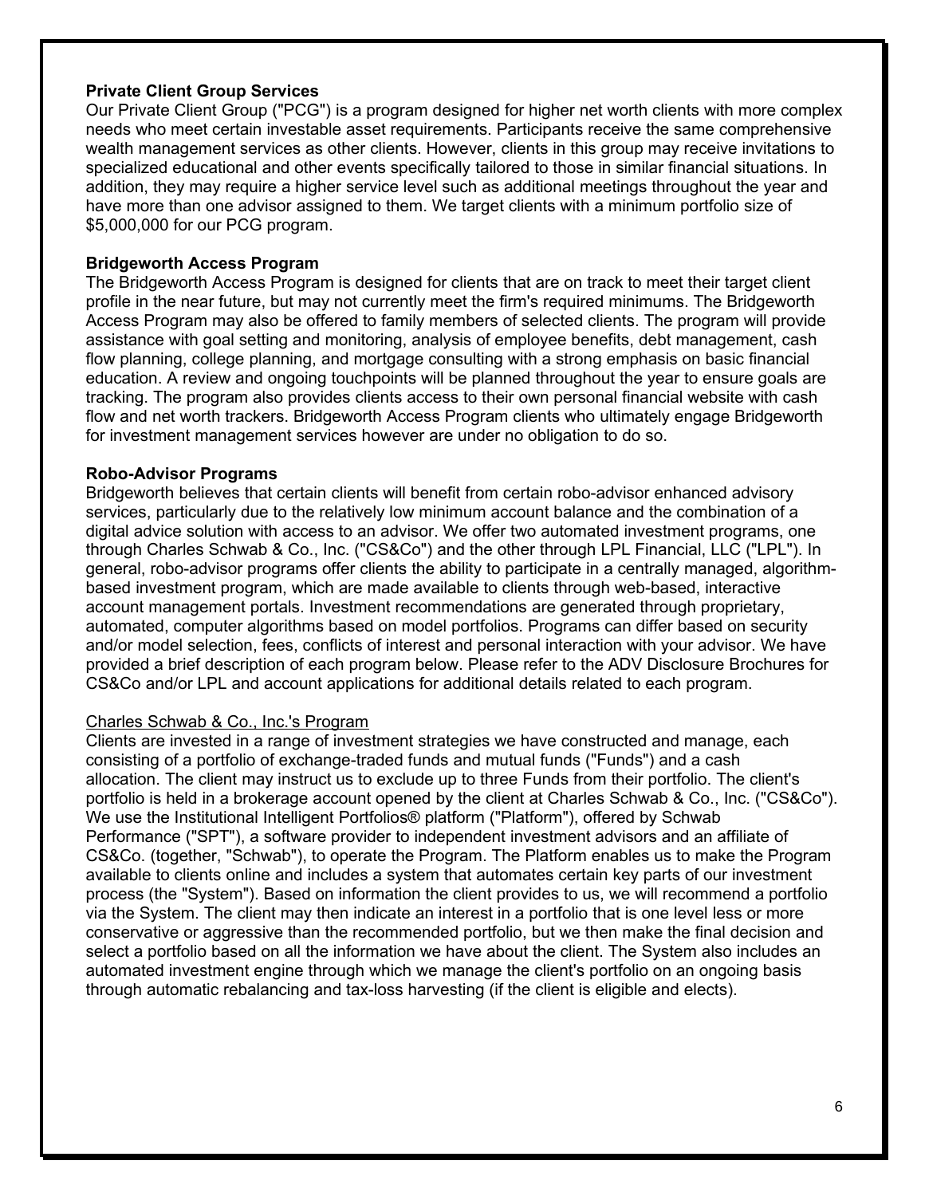**Private Client Group Services**

Our Private Client Group ("PCG") is a program designed for higher net worth clients with more complex needs who meet certain investable asset requirements. Participants receive the same comprehensive wealth management services as other clients. However, clients in this group may receive invitations to specialized educational and other events specifically tailored to those in similar financial situations. In addition, they may require a higher service level such as additional meetings throughout the year and have more than one advisor assigned to them. We target clients with a minimum portfolio size of $5,000,000 for our PCG program.

**Bridgeworth Access Program**

The Bridgeworth Access Program is designed for clients that are on track to meet their target client profile in the near future, but may not currently meet the firm's required minimums. The Bridgeworth Access Program may also be offered to family members of selected clients. The program will provide assistance with goal setting and monitoring, analysis of employee benefits, debt management, cash flow planning, college planning, and mortgage consulting with a strong emphasis on basic financial education. A review and ongoing touchpoints will be planned throughout the year to ensure goals are tracking. The program also provides clients access to their own personal financial website with cash flow and net worth trackers. Bridgeworth Access Program clients who ultimately engage Bridgeworth for investment management services however are under no obligation to do so.

**Robo-Advisor Programs**

Bridgeworth believes that certain clients will benefit from certain robo-advisor enhanced advisory services, particularly due to the relatively low minimum account balance and the combination of a digital advice solution with access to an advisor. We offer two automated investment programs, one through Charles Schwab & Co., Inc. ("CS&Co") and the other through LPL Financial, LLC ("LPL"). In general, robo-advisor programs offer clients the ability to participate in a centrally managed, algorithm-based investment program, which are made available to clients through web-based, interactive account management portals. Investment recommendations are generated through proprietary, automated, computer algorithms based on model portfolios. Programs can differ based on security and/or model selection, fees, conflicts of interest and personal interaction with your advisor. We have provided a brief description of each program below. Please refer to the ADV Disclosure Brochures for CS&Co and/or LPL and account applications for additional details related to each program.

<u>Charles Schwab & Co., Inc.'s Program</u>

Clients are invested in a range of investment strategies we have constructed and manage, each consisting of a portfolio of exchange-traded funds and mutual funds ("Funds") and a cash allocation. The client may instruct us to exclude up to three Funds from their portfolio. The client's portfolio is held in a brokerage account opened by the client at Charles Schwab & Co., Inc. ("CS&Co"). We use the Institutional Intelligent Portfolios® platform ("Platform"), offered by Schwab Performance ("SPT"), a software provider to independent investment advisors and an affiliate of CS&Co. (together, "Schwab"), to operate the Program. The Platform enables us to make the Program available to clients online and includes a system that automates certain key parts of our investment process (the "System"). Based on information the client provides to us, we will recommend a portfolio via the System. The client may then indicate an interest in a portfolio that is one level less or more conservative or aggressive than the recommended portfolio, but we then make the final decision and select a portfolio based on all the information we have about the client. The System also includes an automated investment engine through which we manage the client's portfolio on an ongoing basis through automatic rebalancing and tax-loss harvesting (if the client is eligible and elects).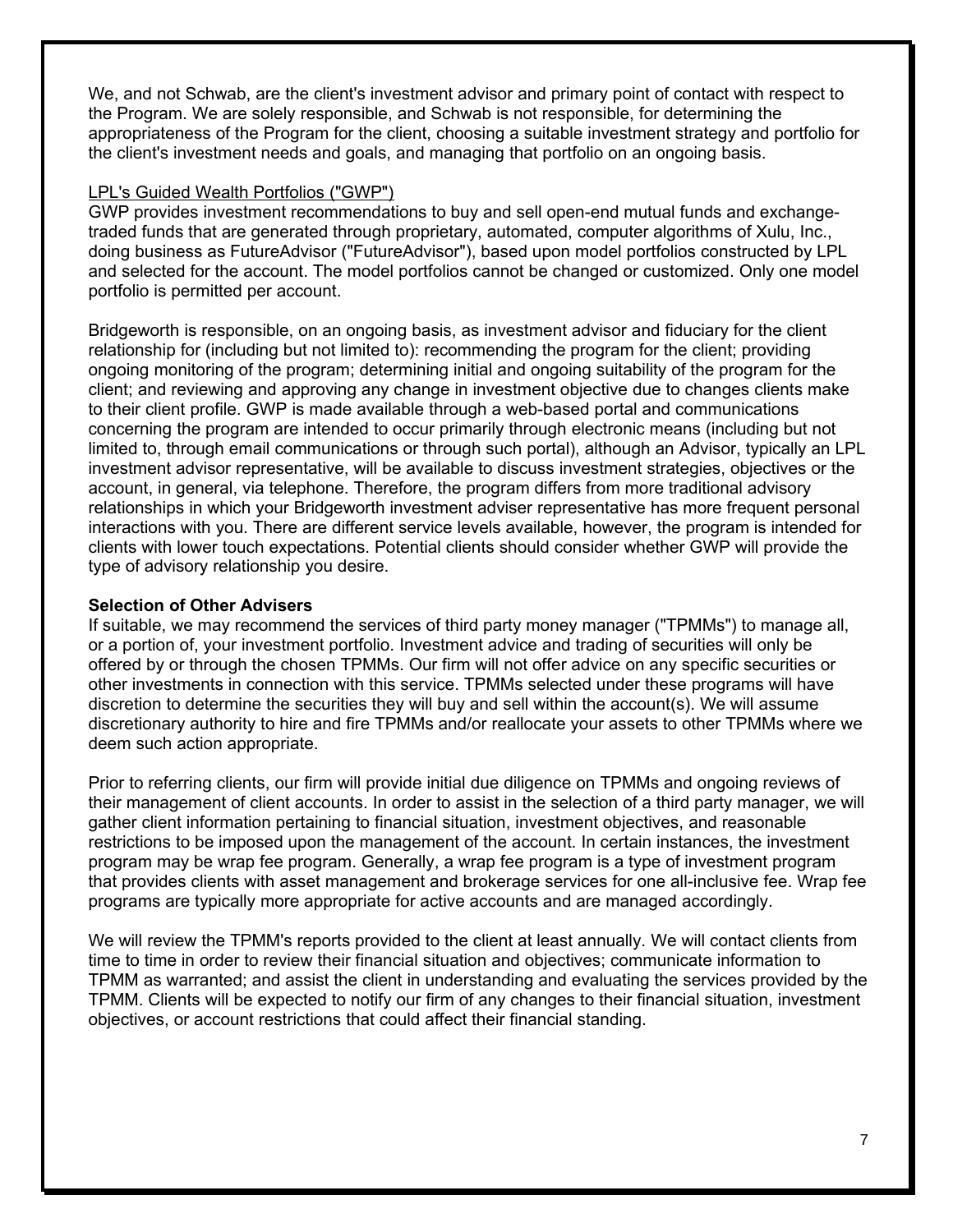We, and not Schwab, are the client's investment advisor and primary point of contact with respect to the Program. We are solely responsible, and Schwab is not responsible, for determining the appropriateness of the Program for the client, choosing a suitable investment strategy and portfolio for the client's investment needs and goals, and managing that portfolio on an ongoing basis.

LPL's Guided Wealth Portfolios ("GWP")

GWP provides investment recommendations to buy and sell open-end mutual funds and exchange-traded funds that are generated through proprietary, automated, computer algorithms of Xulu, Inc., doing business as FutureAdvisor ("FutureAdvisor"), based upon model portfolios constructed by LPL and selected for the account. The model portfolios cannot be changed or customized. Only one model portfolio is permitted per account.

Bridgeworth is responsible, on an ongoing basis, as investment advisor and fiduciary for the client relationship for (including but not limited to): recommending the program for the client; providing ongoing monitoring of the program; determining initial and ongoing suitability of the program for the client; and reviewing and approving any change in investment objective due to changes clients make to their client profile. GWP is made available through a web-based portal and communications concerning the program are intended to occur primarily through electronic means (including but not limited to, through email communications or through such portal), although an Advisor, typically an LPL investment advisor representative, will be available to discuss investment strategies, objectives or the account, in general, via telephone. Therefore, the program differs from more traditional advisory relationships in which your Bridgeworth investment adviser representative has more frequent personal interactions with you. There are different service levels available, however, the program is intended for clients with lower touch expectations. Potential clients should consider whether GWP will provide the type of advisory relationship you desire.

**Selection of Other Advisers**

If suitable, we may recommend the services of third party money manager ("TPMMs") to manage all, or a portion of, your investment portfolio. Investment advice and trading of securities will only be offered by or through the chosen TPMMs. Our firm will not offer advice on any specific securities or other investments in connection with this service. TPMMs selected under these programs will have discretion to determine the securities they will buy and sell within the account(s). We will assume discretionary authority to hire and fire TPMMs and/or reallocate your assets to other TPMMs where we deem such action appropriate.

Prior to referring clients, our firm will provide initial due diligence on TPMMs and ongoing reviews of their management of client accounts. In order to assist in the selection of a third party manager, we will gather client information pertaining to financial situation, investment objectives, and reasonable restrictions to be imposed upon the management of the account. In certain instances, the investment program may be wrap fee program. Generally, a wrap fee program is a type of investment program that provides clients with asset management and brokerage services for one all-inclusive fee. Wrap fee programs are typically more appropriate for active accounts and are managed accordingly.

We will review the TPMM's reports provided to the client at least annually. We will contact clients from time to time in order to review their financial situation and objectives; communicate information to TPMM as warranted; and assist the client in understanding and evaluating the services provided by the TPMM. Clients will be expected to notify our firm of any changes to their financial situation, investment objectives, or account restrictions that could affect their financial standing.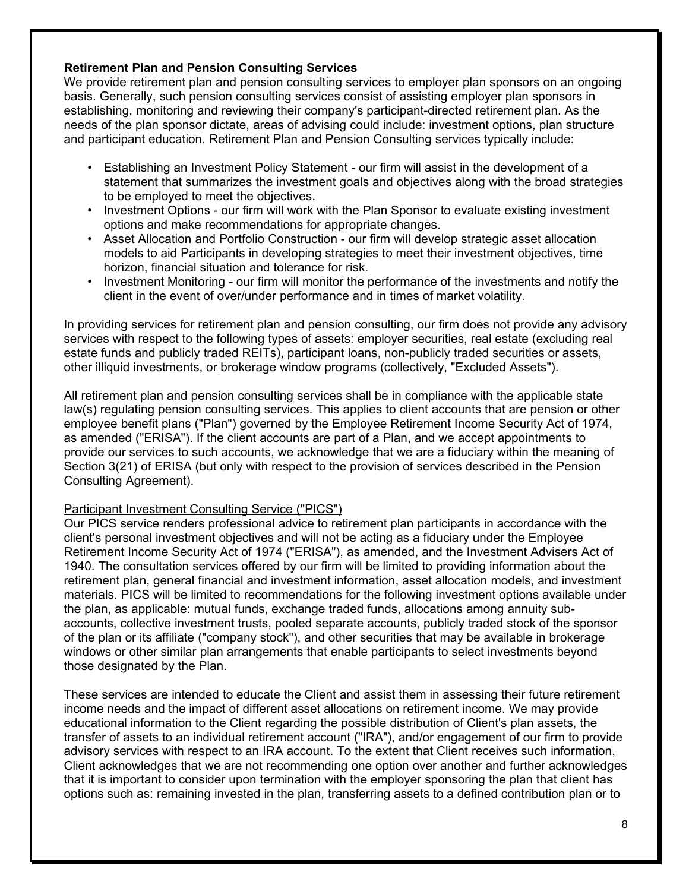**Retirement Plan and Pension Consulting Services**

We provide retirement plan and pension consulting services to employer plan sponsors on an ongoing basis. Generally, such pension consulting services consist of assisting employer plan sponsors in establishing, monitoring and reviewing their company's participant-directed retirement plan. As the needs of the plan sponsor dictate, areas of advising could include: investment options, plan structure and participant education. Retirement Plan and Pension Consulting services typically include:

- Establishing an Investment Policy Statement - our firm will assist in the development of a statement that summarizes the investment goals and objectives along with the broad strategies to be employed to meet the objectives.
- Investment Options - our firm will work with the Plan Sponsor to evaluate existing investment options and make recommendations for appropriate changes.
- Asset Allocation and Portfolio Construction - our firm will develop strategic asset allocation models to aid Participants in developing strategies to meet their investment objectives, time horizon, financial situation and tolerance for risk.
- Investment Monitoring - our firm will monitor the performance of the investments and notify the client in the event of over/under performance and in times of market volatility.

In providing services for retirement plan and pension consulting, our firm does not provide any advisory services with respect to the following types of assets: employer securities, real estate (excluding real estate funds and publicly traded REITs), participant loans, non-publicly traded securities or assets, other illiquid investments, or brokerage window programs (collectively, "Excluded Assets").

All retirement plan and pension consulting services shall be in compliance with the applicable state law(s) regulating pension consulting services. This applies to client accounts that are pension or other employee benefit plans ("Plan") governed by the Employee Retirement Income Security Act of 1974, as amended ("ERISA"). If the client accounts are part of a Plan, and we accept appointments to provide our services to such accounts, we acknowledge that we are a fiduciary within the meaning of Section 3(21) of ERISA (but only with respect to the provision of services described in the Pension Consulting Agreement).

Participant Investment Consulting Service ("PICS")

Our PICS service renders professional advice to retirement plan participants in accordance with the client's personal investment objectives and will not be acting as a fiduciary under the Employee Retirement Income Security Act of 1974 ("ERISA"), as amended, and the Investment Advisers Act of 1940. The consultation services offered by our firm will be limited to providing information about the retirement plan, general financial and investment information, asset allocation models, and investment materials. PICS will be limited to recommendations for the following investment options available under the plan, as applicable: mutual funds, exchange traded funds, allocations among annuity sub-accounts, collective investment trusts, pooled separate accounts, publicly traded stock of the sponsor of the plan or its affiliate ("company stock"), and other securities that may be available in brokerage windows or other similar plan arrangements that enable participants to select investments beyond those designated by the Plan.

These services are intended to educate the Client and assist them in assessing their future retirement income needs and the impact of different asset allocations on retirement income. We may provide educational information to the Client regarding the possible distribution of Client's plan assets, the transfer of assets to an individual retirement account ("IRA"), and/or engagement of our firm to provide advisory services with respect to an IRA account. To the extent that Client receives such information, Client acknowledges that we are not recommending one option over another and further acknowledges that it is important to consider upon termination with the employer sponsoring the plan that client has options such as: remaining invested in the plan, transferring assets to a defined contribution plan or to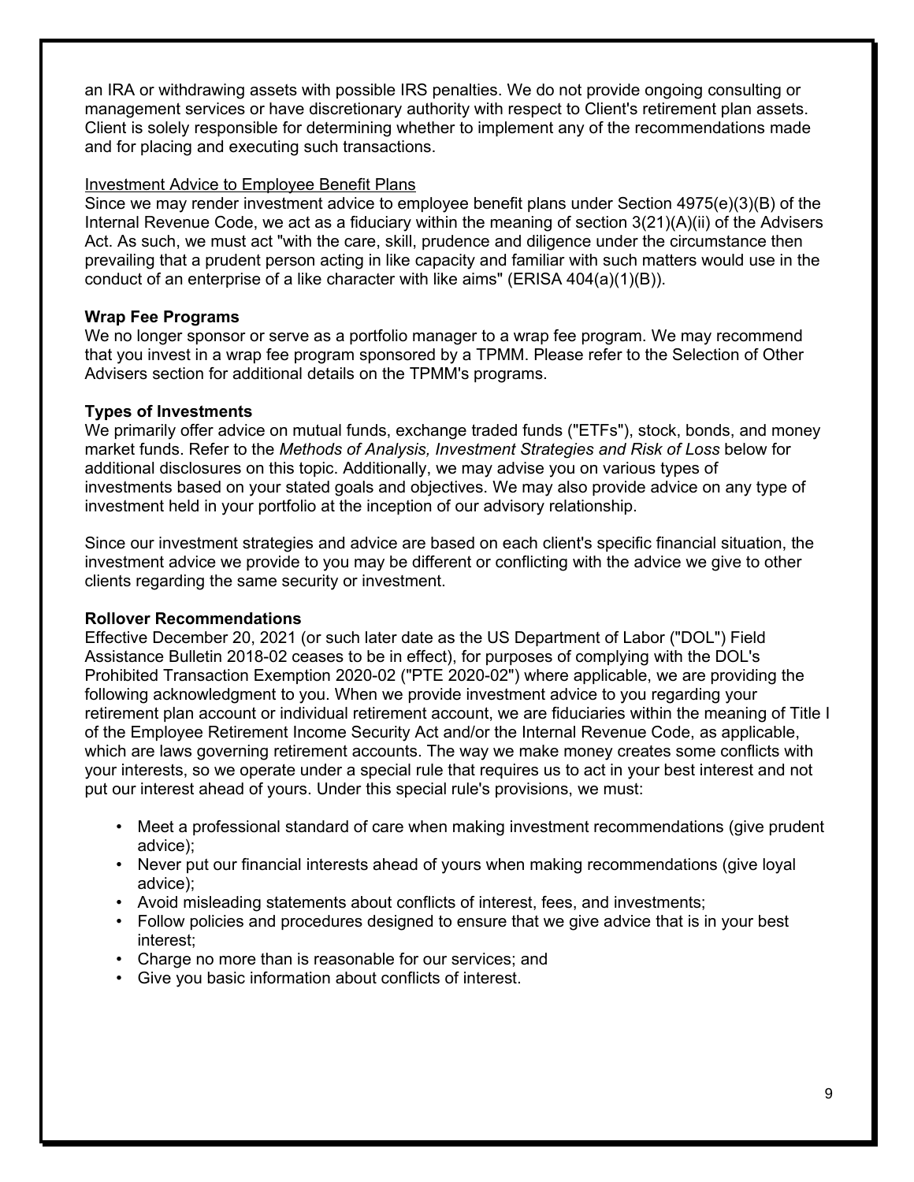an IRA or withdrawing assets with possible IRS penalties. We do not provide ongoing consulting or management services or have discretionary authority with respect to Client's retirement plan assets. Client is solely responsible for determining whether to implement any of the recommendations made and for placing and executing such transactions.

Investment Advice to Employee Benefit Plans

Since we may render investment advice to employee benefit plans under Section 4975(e)(3)(B) of the Internal Revenue Code, we act as a fiduciary within the meaning of section 3(21)(A)(ii) of the Advisers Act. As such, we must act "with the care, skill, prudence and diligence under the circumstance then prevailing that a prudent person acting in like capacity and familiar with such matters would use in the conduct of an enterprise of a like character with like aims" (ERISA 404(a)(1)(B)).

**Wrap Fee Programs**

We no longer sponsor or serve as a portfolio manager to a wrap fee program. We may recommend that you invest in a wrap fee program sponsored by a TPMM. Please refer to the Selection of Other Advisers section for additional details on the TPMM's programs.

**Types of Investments**

We primarily offer advice on mutual funds, exchange traded funds ("ETFs"), stock, bonds, and money market funds. Refer to the *Methods of Analysis, Investment Strategies and Risk of Loss* below for additional disclosures on this topic. Additionally, we may advise you on various types of investments based on your stated goals and objectives. We may also provide advice on any type of investment held in your portfolio at the inception of our advisory relationship.

Since our investment strategies and advice are based on each client's specific financial situation, the investment advice we provide to you may be different or conflicting with the advice we give to other clients regarding the same security or investment.

**Rollover Recommendations**

Effective December 20, 2021 (or such later date as the US Department of Labor ("DOL") Field Assistance Bulletin 2018-02 ceases to be in effect), for purposes of complying with the DOL's Prohibited Transaction Exemption 2020-02 ("PTE 2020-02") where applicable, we are providing the following acknowledgment to you. When we provide investment advice to you regarding your retirement plan account or individual retirement account, we are fiduciaries within the meaning of Title I of the Employee Retirement Income Security Act and/or the Internal Revenue Code, as applicable, which are laws governing retirement accounts. The way we make money creates some conflicts with your interests, so we operate under a special rule that requires us to act in your best interest and not put our interest ahead of yours. Under this special rule's provisions, we must:

- Meet a professional standard of care when making investment recommendations (give prudent advice);
- Never put our financial interests ahead of yours when making recommendations (give loyal advice);
- Avoid misleading statements about conflicts of interest, fees, and investments;
- Follow policies and procedures designed to ensure that we give advice that is in your best interest;
- Charge no more than is reasonable for our services; and
- Give you basic information about conflicts of interest.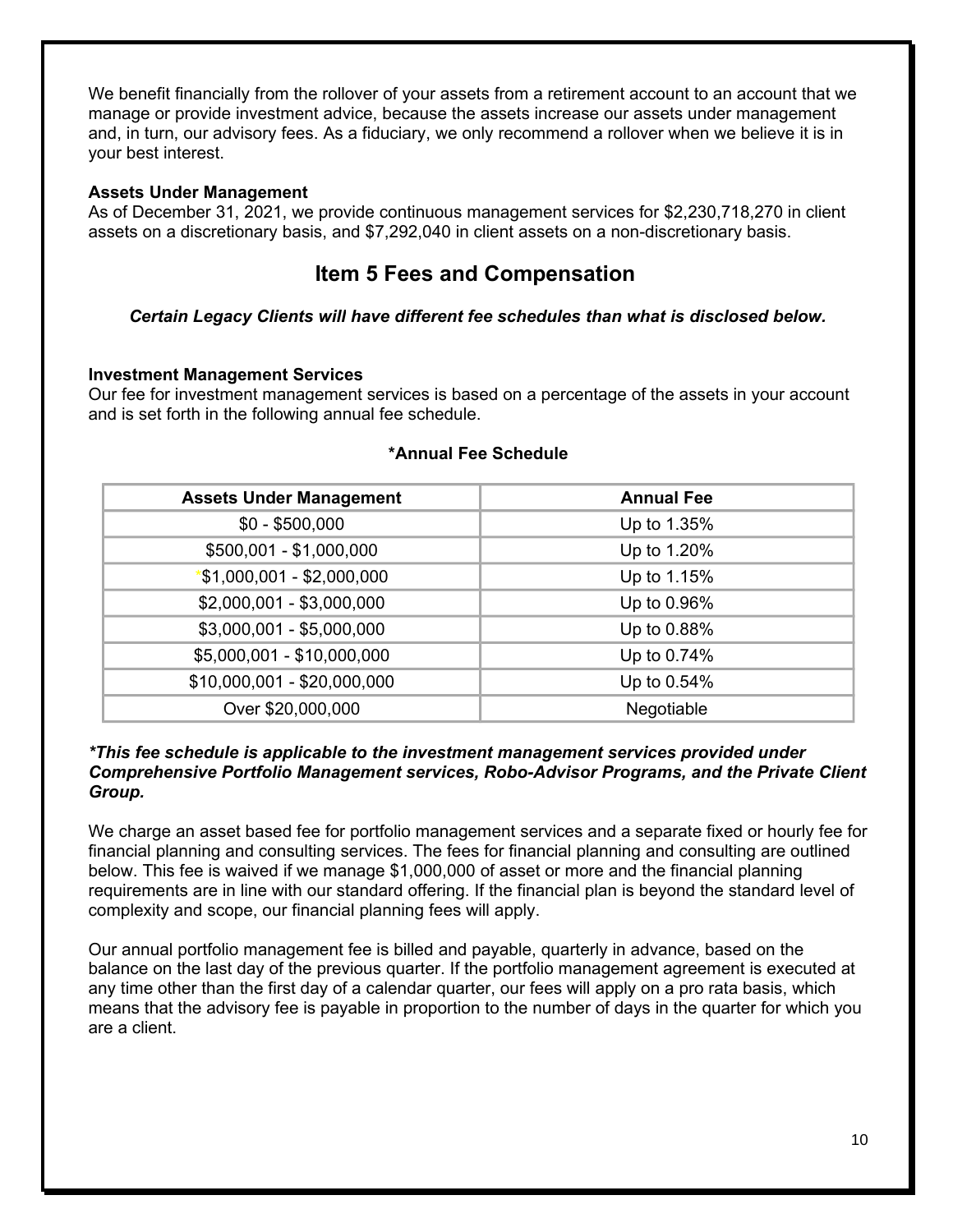We benefit financially from the rollover of your assets from a retirement account to an account that we manage or provide investment advice, because the assets increase our assets under management and, in turn, our advisory fees. As a fiduciary, we only recommend a rollover when we believe it is in your best interest.

**Assets Under Management**

As of December 31, 2021, we provide continuous management services for $2,230,718,270 in client assets on a discretionary basis, and $7,292,040 in client assets on a non-discretionary basis.

# Item 5 Fees and Compensation

***Certain Legacy Clients will have different fee schedules than what is disclosed below.***

**Investment Management Services**

Our fee for investment management services is based on a percentage of the assets in your account and is set forth in the following annual fee schedule.

**\*Annual Fee Schedule**

| Assets Under Management | Annual Fee |
|---|---|
| $0 - $500,000 | Up to 1.35% |
| $500,001 - $1,000,000 | Up to 1.20% |
| $1,000,001 - $2,000,000 | Up to 1.15% |
| $2,000,001 - $3,000,000 | Up to 0.96% |
| $3,000,001 - $5,000,000 | Up to 0.88% |
| $5,000,001 - $10,000,000 | Up to 0.74% |
| $10,000,001 - $20,000,000 | Up to 0.54% |
| Over $20,000,000 | Negotiable |

***\*This fee schedule is applicable to the investment management services provided under Comprehensive Portfolio Management services, Robo-Advisor Programs, and the Private Client Group.***

We charge an asset based fee for portfolio management services and a separate fixed or hourly fee for financial planning and consulting services. The fees for financial planning and consulting are outlined below. This fee is waived if we manage $1,000,000 of asset or more and the financial planning requirements are in line with our standard offering. If the financial plan is beyond the standard level of complexity and scope, our financial planning fees will apply.

Our annual portfolio management fee is billed and payable, quarterly in advance, based on the balance on the last day of the previous quarter. If the portfolio management agreement is executed at any time other than the first day of a calendar quarter, our fees will apply on a pro rata basis, which means that the advisory fee is payable in proportion to the number of days in the quarter for which you are a client.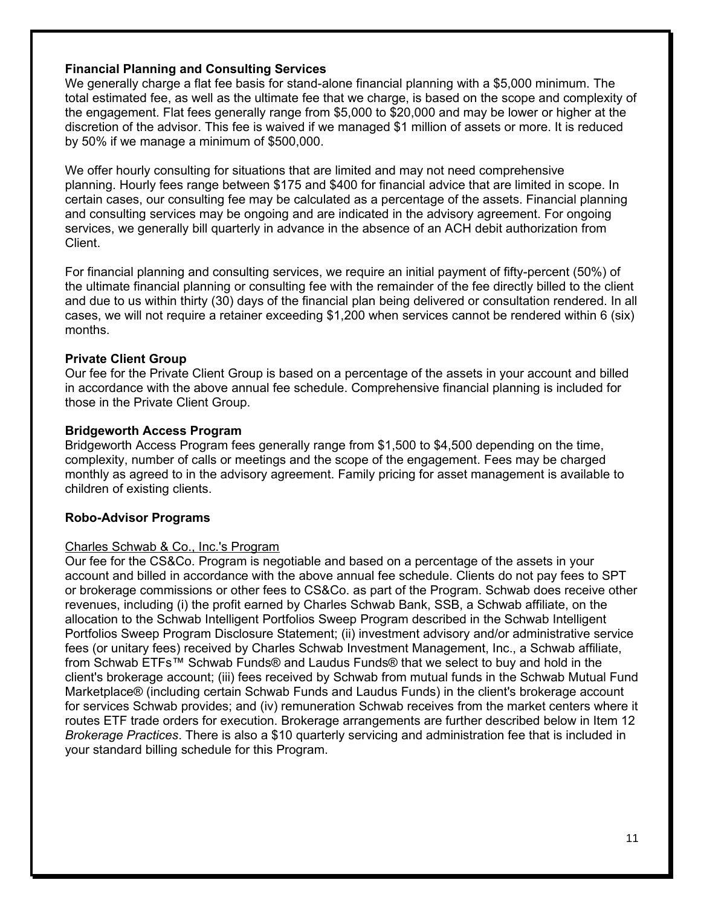**Financial Planning and Consulting Services**

We generally charge a flat fee basis for stand-alone financial planning with a $5,000 minimum. The total estimated fee, as well as the ultimate fee that we charge, is based on the scope and complexity of the engagement. Flat fees generally range from $5,000 to $20,000 and may be lower or higher at the discretion of the advisor. This fee is waived if we managed $1 million of assets or more. It is reduced by 50% if we manage a minimum of $500,000.

We offer hourly consulting for situations that are limited and may not need comprehensive planning. Hourly fees range between $175 and $400 for financial advice that are limited in scope. In certain cases, our consulting fee may be calculated as a percentage of the assets. Financial planning and consulting services may be ongoing and are indicated in the advisory agreement. For ongoing services, we generally bill quarterly in advance in the absence of an ACH debit authorization from Client.

For financial planning and consulting services, we require an initial payment of fifty-percent (50%) of the ultimate financial planning or consulting fee with the remainder of the fee directly billed to the client and due to us within thirty (30) days of the financial plan being delivered or consultation rendered. In all cases, we will not require a retainer exceeding $1,200 when services cannot be rendered within 6 (six) months.

**Private Client Group**

Our fee for the Private Client Group is based on a percentage of the assets in your account and billed in accordance with the above annual fee schedule. Comprehensive financial planning is included for those in the Private Client Group.

**Bridgeworth Access Program**

Bridgeworth Access Program fees generally range from $1,500 to $4,500 depending on the time, complexity, number of calls or meetings and the scope of the engagement. Fees may be charged monthly as agreed to in the advisory agreement. Family pricing for asset management is available to children of existing clients.

**Robo-Advisor Programs**

<u>Charles Schwab & Co., Inc.'s Program</u>

Our fee for the CS&Co. Program is negotiable and based on a percentage of the assets in your account and billed in accordance with the above annual fee schedule. Clients do not pay fees to SPT or brokerage commissions or other fees to CS&Co. as part of the Program. Schwab does receive other revenues, including (i) the profit earned by Charles Schwab Bank, SSB, a Schwab affiliate, on the allocation to the Schwab Intelligent Portfolios Sweep Program described in the Schwab Intelligent Portfolios Sweep Program Disclosure Statement; (ii) investment advisory and/or administrative service fees (or unitary fees) received by Charles Schwab Investment Management, Inc., a Schwab affiliate, from Schwab ETFs™ Schwab Funds® and Laudus Funds® that we select to buy and hold in the client's brokerage account; (iii) fees received by Schwab from mutual funds in the Schwab Mutual Fund Marketplace® (including certain Schwab Funds and Laudus Funds) in the client's brokerage account for services Schwab provides; and (iv) remuneration Schwab receives from the market centers where it routes ETF trade orders for execution. Brokerage arrangements are further described below in Item 12 *Brokerage Practices*. There is also a $10 quarterly servicing and administration fee that is included in your standard billing schedule for this Program.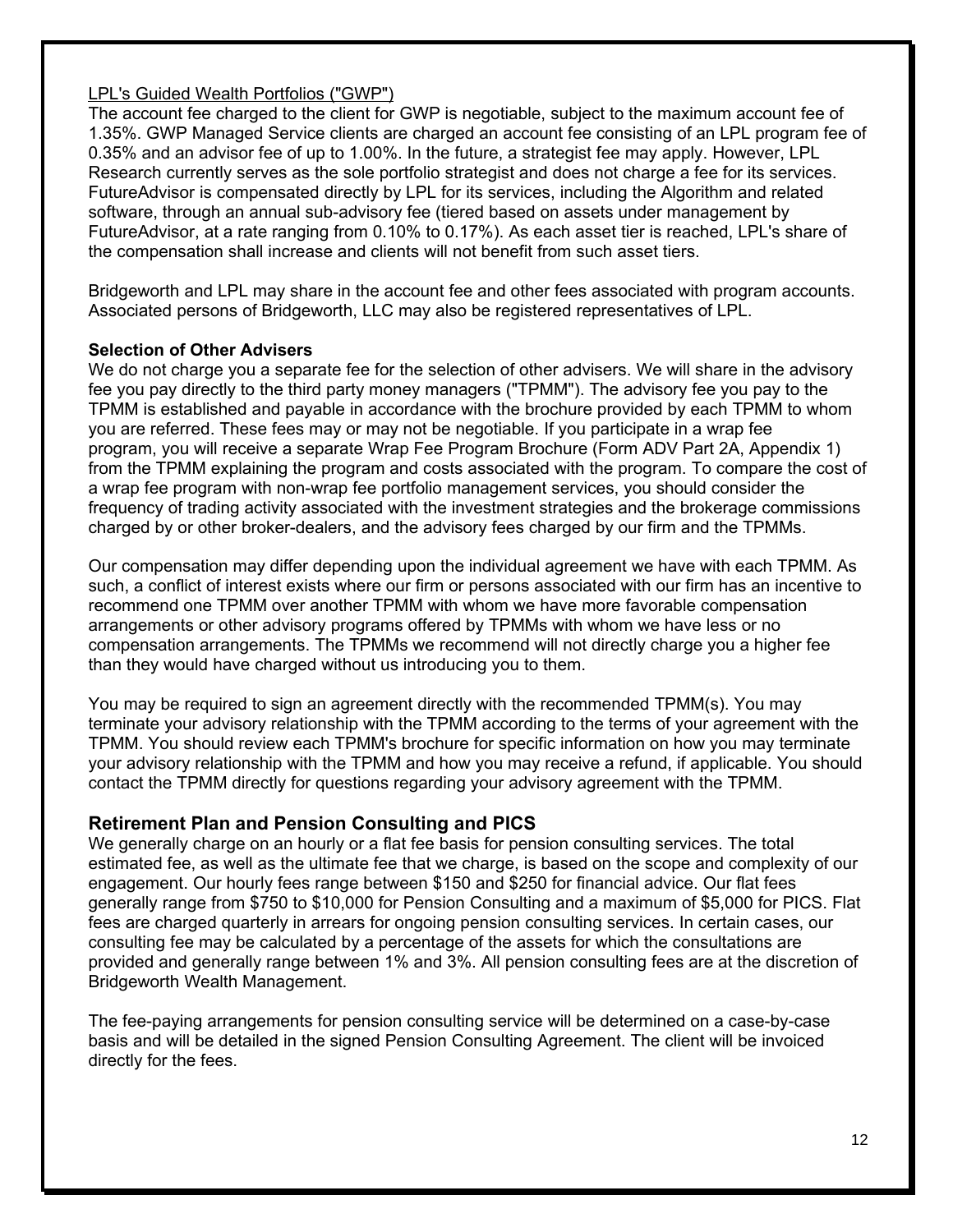<u>LPL's Guided Wealth Portfolios ("GWP")</u>

The account fee charged to the client for GWP is negotiable, subject to the maximum account fee of 1.35%. GWP Managed Service clients are charged an account fee consisting of an LPL program fee of 0.35% and an advisor fee of up to 1.00%. In the future, a strategist fee may apply. However, LPL Research currently serves as the sole portfolio strategist and does not charge a fee for its services. FutureAdvisor is compensated directly by LPL for its services, including the Algorithm and related software, through an annual sub-advisory fee (tiered based on assets under management by FutureAdvisor, at a rate ranging from 0.10% to 0.17%). As each asset tier is reached, LPL's share of the compensation shall increase and clients will not benefit from such asset tiers.

Bridgeworth and LPL may share in the account fee and other fees associated with program accounts. Associated persons of Bridgeworth, LLC may also be registered representatives of LPL.

**Selection of Other Advisers**

We do not charge you a separate fee for the selection of other advisers. We will share in the advisory fee you pay directly to the third party money managers ("TPMM"). The advisory fee you pay to the TPMM is established and payable in accordance with the brochure provided by each TPMM to whom you are referred. These fees may or may not be negotiable. If you participate in a wrap fee program, you will receive a separate Wrap Fee Program Brochure (Form ADV Part 2A, Appendix 1) from the TPMM explaining the program and costs associated with the program. To compare the cost of a wrap fee program with non-wrap fee portfolio management services, you should consider the frequency of trading activity associated with the investment strategies and the brokerage commissions charged by or other broker-dealers, and the advisory fees charged by our firm and the TPMMs.

Our compensation may differ depending upon the individual agreement we have with each TPMM. As such, a conflict of interest exists where our firm or persons associated with our firm has an incentive to recommend one TPMM over another TPMM with whom we have more favorable compensation arrangements or other advisory programs offered by TPMMs with whom we have less or no compensation arrangements. The TPMMs we recommend will not directly charge you a higher fee than they would have charged without us introducing you to them.

You may be required to sign an agreement directly with the recommended TPMM(s). You may terminate your advisory relationship with the TPMM according to the terms of your agreement with the TPMM. You should review each TPMM's brochure for specific information on how you may terminate your advisory relationship with the TPMM and how you may receive a refund, if applicable. You should contact the TPMM directly for questions regarding your advisory agreement with the TPMM.

## Retirement Plan and Pension Consulting and PICS

We generally charge on an hourly or a flat fee basis for pension consulting services. The total estimated fee, as well as the ultimate fee that we charge, is based on the scope and complexity of our engagement. Our hourly fees range between $150 and $250 for financial advice. Our flat fees generally range from $750 to $10,000 for Pension Consulting and a maximum of $5,000 for PICS. Flat fees are charged quarterly in arrears for ongoing pension consulting services. In certain cases, our consulting fee may be calculated by a percentage of the assets for which the consultations are provided and generally range between 1% and 3%. All pension consulting fees are at the discretion of Bridgeworth Wealth Management.

The fee-paying arrangements for pension consulting service will be determined on a case-by-case basis and will be detailed in the signed Pension Consulting Agreement. The client will be invoiced directly for the fees.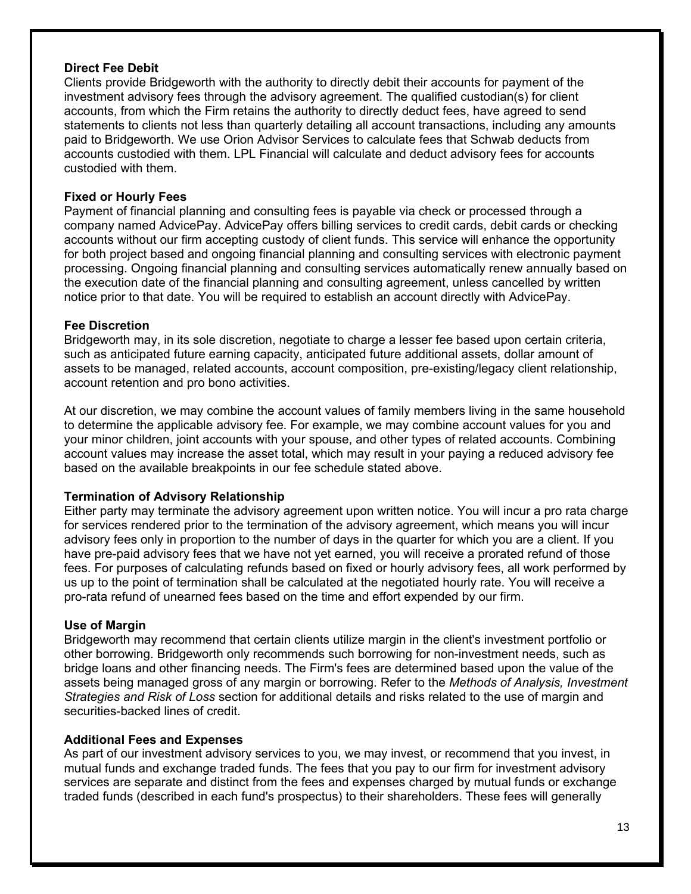**Direct Fee Debit**

Clients provide Bridgeworth with the authority to directly debit their accounts for payment of the investment advisory fees through the advisory agreement. The qualified custodian(s) for client accounts, from which the Firm retains the authority to directly deduct fees, have agreed to send statements to clients not less than quarterly detailing all account transactions, including any amounts paid to Bridgeworth. We use Orion Advisor Services to calculate fees that Schwab deducts from accounts custodied with them. LPL Financial will calculate and deduct advisory fees for accounts custodied with them.

**Fixed or Hourly Fees**

Payment of financial planning and consulting fees is payable via check or processed through a company named AdvicePay. AdvicePay offers billing services to credit cards, debit cards or checking accounts without our firm accepting custody of client funds. This service will enhance the opportunity for both project based and ongoing financial planning and consulting services with electronic payment processing. Ongoing financial planning and consulting services automatically renew annually based on the execution date of the financial planning and consulting agreement, unless cancelled by written notice prior to that date. You will be required to establish an account directly with AdvicePay.

**Fee Discretion**

Bridgeworth may, in its sole discretion, negotiate to charge a lesser fee based upon certain criteria, such as anticipated future earning capacity, anticipated future additional assets, dollar amount of assets to be managed, related accounts, account composition, pre-existing/legacy client relationship, account retention and pro bono activities.

At our discretion, we may combine the account values of family members living in the same household to determine the applicable advisory fee. For example, we may combine account values for you and your minor children, joint accounts with your spouse, and other types of related accounts. Combining account values may increase the asset total, which may result in your paying a reduced advisory fee based on the available breakpoints in our fee schedule stated above.

**Termination of Advisory Relationship**

Either party may terminate the advisory agreement upon written notice. You will incur a pro rata charge for services rendered prior to the termination of the advisory agreement, which means you will incur advisory fees only in proportion to the number of days in the quarter for which you are a client. If you have pre-paid advisory fees that we have not yet earned, you will receive a prorated refund of those fees. For purposes of calculating refunds based on fixed or hourly advisory fees, all work performed by us up to the point of termination shall be calculated at the negotiated hourly rate. You will receive a pro-rata refund of unearned fees based on the time and effort expended by our firm.

**Use of Margin**

Bridgeworth may recommend that certain clients utilize margin in the client's investment portfolio or other borrowing. Bridgeworth only recommends such borrowing for non-investment needs, such as bridge loans and other financing needs. The Firm's fees are determined based upon the value of the assets being managed gross of any margin or borrowing. Refer to the *Methods of Analysis, Investment Strategies and Risk of Loss* section for additional details and risks related to the use of margin and securities-backed lines of credit.

**Additional Fees and Expenses**

As part of our investment advisory services to you, we may invest, or recommend that you invest, in mutual funds and exchange traded funds. The fees that you pay to our firm for investment advisory services are separate and distinct from the fees and expenses charged by mutual funds or exchange traded funds (described in each fund's prospectus) to their shareholders. These fees will generally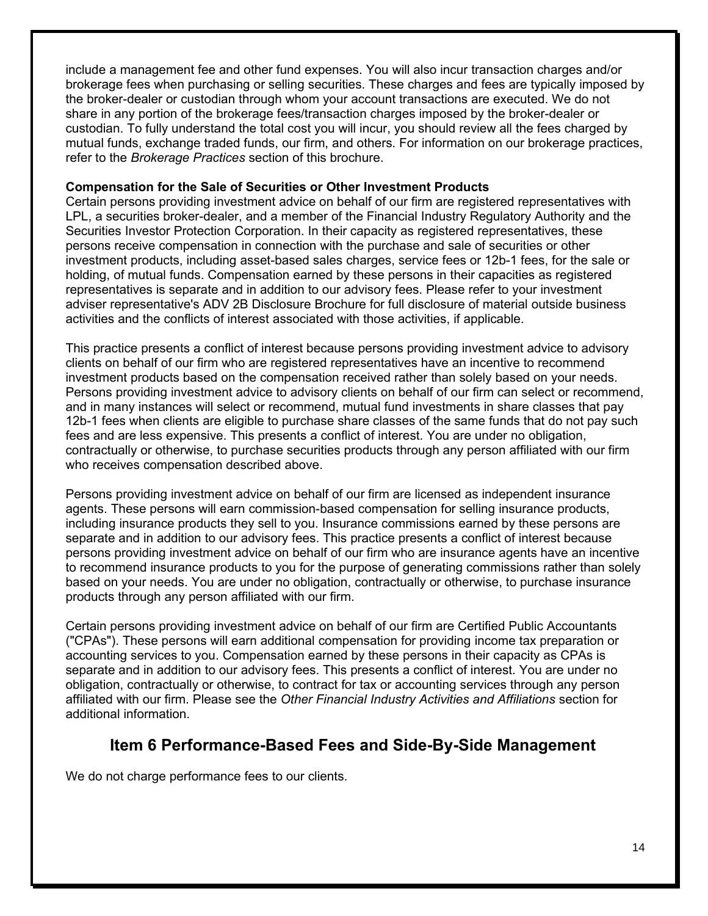include a management fee and other fund expenses. You will also incur transaction charges and/or brokerage fees when purchasing or selling securities. These charges and fees are typically imposed by the broker-dealer or custodian through whom your account transactions are executed. We do not share in any portion of the brokerage fees/transaction charges imposed by the broker-dealer or custodian. To fully understand the total cost you will incur, you should review all the fees charged by mutual funds, exchange traded funds, our firm, and others. For information on our brokerage practices, refer to the *Brokerage Practices* section of this brochure.

**Compensation for the Sale of Securities or Other Investment Products**

Certain persons providing investment advice on behalf of our firm are registered representatives with LPL, a securities broker-dealer, and a member of the Financial Industry Regulatory Authority and the Securities Investor Protection Corporation. In their capacity as registered representatives, these persons receive compensation in connection with the purchase and sale of securities or other investment products, including asset-based sales charges, service fees or 12b-1 fees, for the sale or holding, of mutual funds. Compensation earned by these persons in their capacities as registered representatives is separate and in addition to our advisory fees. Please refer to your investment adviser representative's ADV 2B Disclosure Brochure for full disclosure of material outside business activities and the conflicts of interest associated with those activities, if applicable.

This practice presents a conflict of interest because persons providing investment advice to advisory clients on behalf of our firm who are registered representatives have an incentive to recommend investment products based on the compensation received rather than solely based on your needs. Persons providing investment advice to advisory clients on behalf of our firm can select or recommend, and in many instances will select or recommend, mutual fund investments in share classes that pay 12b-1 fees when clients are eligible to purchase share classes of the same funds that do not pay such fees and are less expensive. This presents a conflict of interest. You are under no obligation, contractually or otherwise, to purchase securities products through any person affiliated with our firm who receives compensation described above.

Persons providing investment advice on behalf of our firm are licensed as independent insurance agents. These persons will earn commission-based compensation for selling insurance products, including insurance products they sell to you. Insurance commissions earned by these persons are separate and in addition to our advisory fees. This practice presents a conflict of interest because persons providing investment advice on behalf of our firm who are insurance agents have an incentive to recommend insurance products to you for the purpose of generating commissions rather than solely based on your needs. You are under no obligation, contractually or otherwise, to purchase insurance products through any person affiliated with our firm.

Certain persons providing investment advice on behalf of our firm are Certified Public Accountants ("CPAs"). These persons will earn additional compensation for providing income tax preparation or accounting services to you. Compensation earned by these persons in their capacity as CPAs is separate and in addition to our advisory fees. This presents a conflict of interest. You are under no obligation, contractually or otherwise, to contract for tax or accounting services through any person affiliated with our firm. Please see the *Other Financial Industry Activities and Affiliations* section for additional information.

## Item 6 Performance-Based Fees and Side-By-Side Management

We do not charge performance fees to our clients.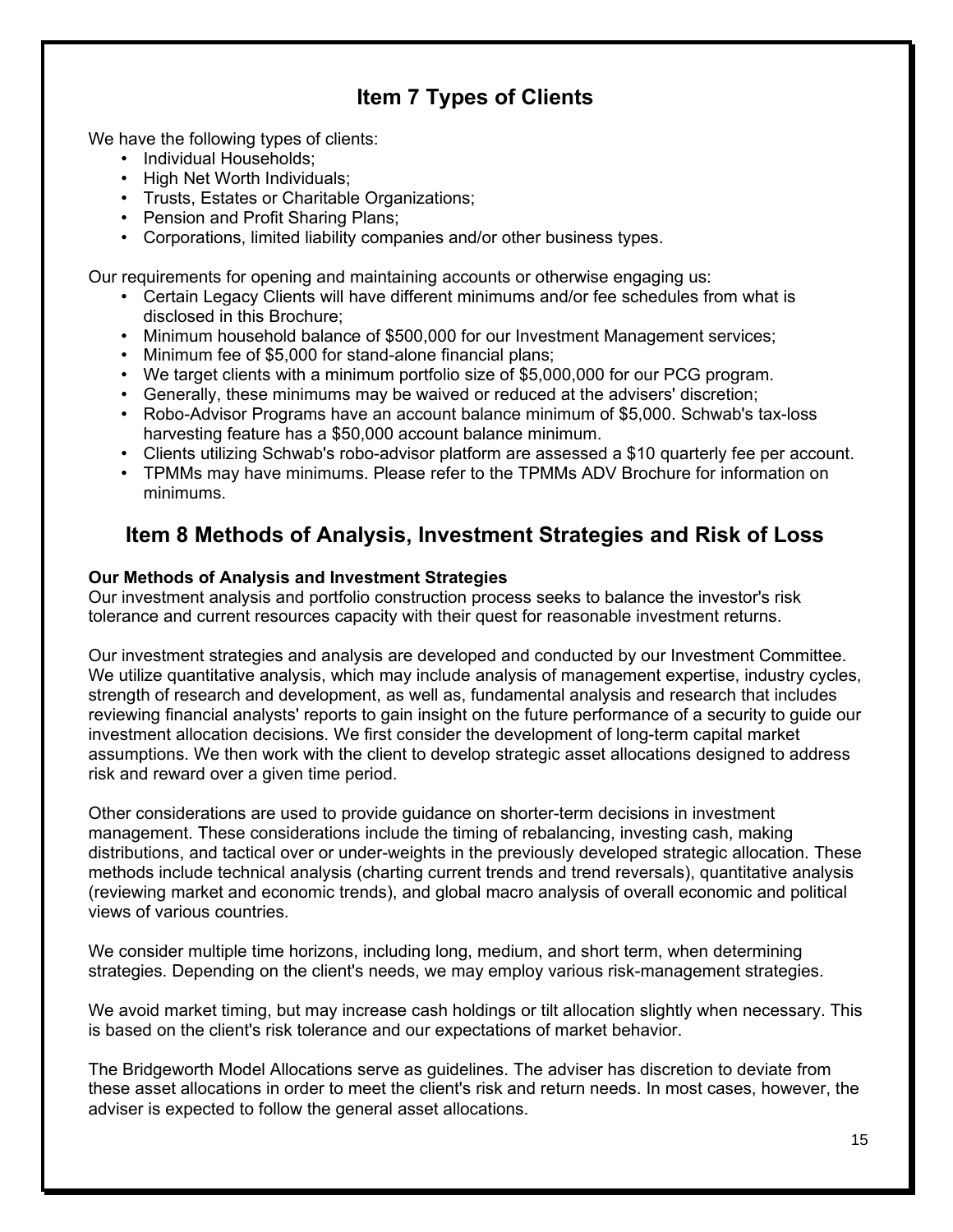## Item 7 Types of Clients

We have the following types of clients:

- Individual Households;
- High Net Worth Individuals;
- Trusts, Estates or Charitable Organizations;
- Pension and Profit Sharing Plans;
- Corporations, limited liability companies and/or other business types.

Our requirements for opening and maintaining accounts or otherwise engaging us:

- Certain Legacy Clients will have different minimums and/or fee schedules from what is disclosed in this Brochure;
- Minimum household balance of $500,000 for our Investment Management services;
- Minimum fee of $5,000 for stand-alone financial plans;
- We target clients with a minimum portfolio size of $5,000,000 for our PCG program.
- Generally, these minimums may be waived or reduced at the advisers' discretion;
- Robo-Advisor Programs have an account balance minimum of $5,000. Schwab's tax-loss harvesting feature has a $50,000 account balance minimum.
- Clients utilizing Schwab's robo-advisor platform are assessed a $10 quarterly fee per account.
- TPMMs may have minimums. Please refer to the TPMMs ADV Brochure for information on minimums.

## Item 8 Methods of Analysis, Investment Strategies and Risk of Loss

**Our Methods of Analysis and Investment Strategies**

Our investment analysis and portfolio construction process seeks to balance the investor's risk tolerance and current resources capacity with their quest for reasonable investment returns.

Our investment strategies and analysis are developed and conducted by our Investment Committee. We utilize quantitative analysis, which may include analysis of management expertise, industry cycles, strength of research and development, as well as, fundamental analysis and research that includes reviewing financial analysts' reports to gain insight on the future performance of a security to guide our investment allocation decisions. We first consider the development of long-term capital market assumptions. We then work with the client to develop strategic asset allocations designed to address risk and reward over a given time period.

Other considerations are used to provide guidance on shorter-term decisions in investment management. These considerations include the timing of rebalancing, investing cash, making distributions, and tactical over or under-weights in the previously developed strategic allocation. These methods include technical analysis (charting current trends and trend reversals), quantitative analysis (reviewing market and economic trends), and global macro analysis of overall economic and political views of various countries.

We consider multiple time horizons, including long, medium, and short term, when determining strategies. Depending on the client's needs, we may employ various risk-management strategies.

We avoid market timing, but may increase cash holdings or tilt allocation slightly when necessary. This is based on the client's risk tolerance and our expectations of market behavior.

The Bridgeworth Model Allocations serve as guidelines. The adviser has discretion to deviate from these asset allocations in order to meet the client's risk and return needs. In most cases, however, the adviser is expected to follow the general asset allocations.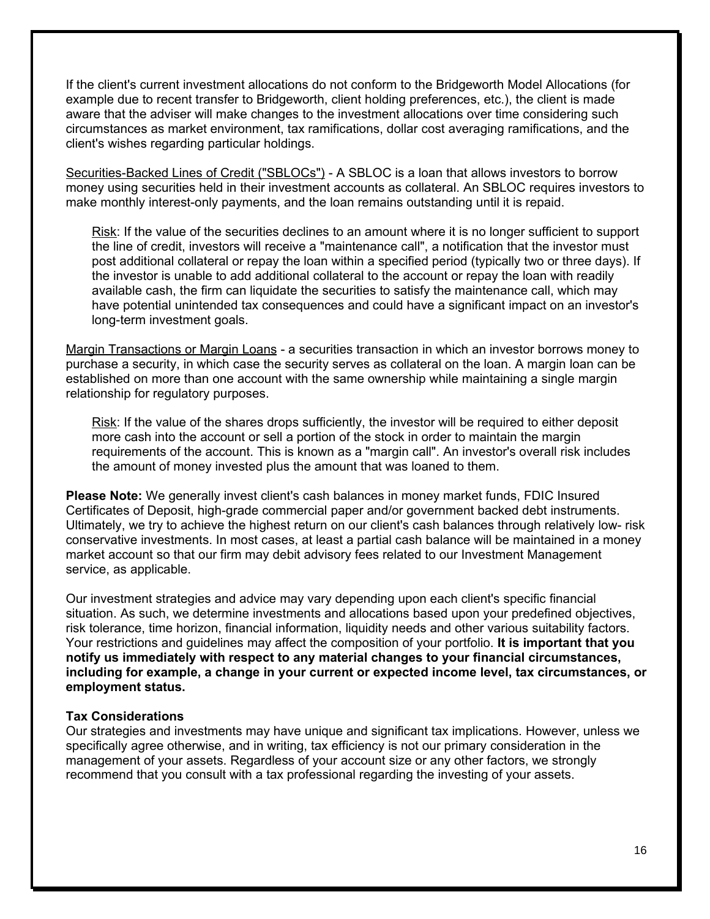If the client's current investment allocations do not conform to the Bridgeworth Model Allocations (for example due to recent transfer to Bridgeworth, client holding preferences, etc.), the client is made aware that the adviser will make changes to the investment allocations over time considering such circumstances as market environment, tax ramifications, dollar cost averaging ramifications, and the client's wishes regarding particular holdings.

<u>Securities-Backed Lines of Credit ("SBLOCs")</u> - A SBLOC is a loan that allows investors to borrow money using securities held in their investment accounts as collateral. An SBLOC requires investors to make monthly interest-only payments, and the loan remains outstanding until it is repaid.

> <u>Risk</u>: If the value of the securities declines to an amount where it is no longer sufficient to support the line of credit, investors will receive a "maintenance call", a notification that the investor must post additional collateral or repay the loan within a specified period (typically two or three days). If the investor is unable to add additional collateral to the account or repay the loan with readily available cash, the firm can liquidate the securities to satisfy the maintenance call, which may have potential unintended tax consequences and could have a significant impact on an investor's long-term investment goals.

<u>Margin Transactions or Margin Loans</u> - a securities transaction in which an investor borrows money to purchase a security, in which case the security serves as collateral on the loan. A margin loan can be established on more than one account with the same ownership while maintaining a single margin relationship for regulatory purposes.

> <u>Risk</u>: If the value of the shares drops sufficiently, the investor will be required to either deposit more cash into the account or sell a portion of the stock in order to maintain the margin requirements of the account. This is known as a "margin call". An investor's overall risk includes the amount of money invested plus the amount that was loaned to them.

**Please Note:** We generally invest client's cash balances in money market funds, FDIC Insured Certificates of Deposit, high-grade commercial paper and/or government backed debt instruments. Ultimately, we try to achieve the highest return on our client's cash balances through relatively low- risk conservative investments. In most cases, at least a partial cash balance will be maintained in a money market account so that our firm may debit advisory fees related to our Investment Management service, as applicable.

Our investment strategies and advice may vary depending upon each client's specific financial situation. As such, we determine investments and allocations based upon your predefined objectives, risk tolerance, time horizon, financial information, liquidity needs and other various suitability factors. Your restrictions and guidelines may affect the composition of your portfolio. **It is important that you notify us immediately with respect to any material changes to your financial circumstances, including for example, a change in your current or expected income level, tax circumstances, or employment status.**

**Tax Considerations**

Our strategies and investments may have unique and significant tax implications. However, unless we specifically agree otherwise, and in writing, tax efficiency is not our primary consideration in the management of your assets. Regardless of your account size or any other factors, we strongly recommend that you consult with a tax professional regarding the investing of your assets.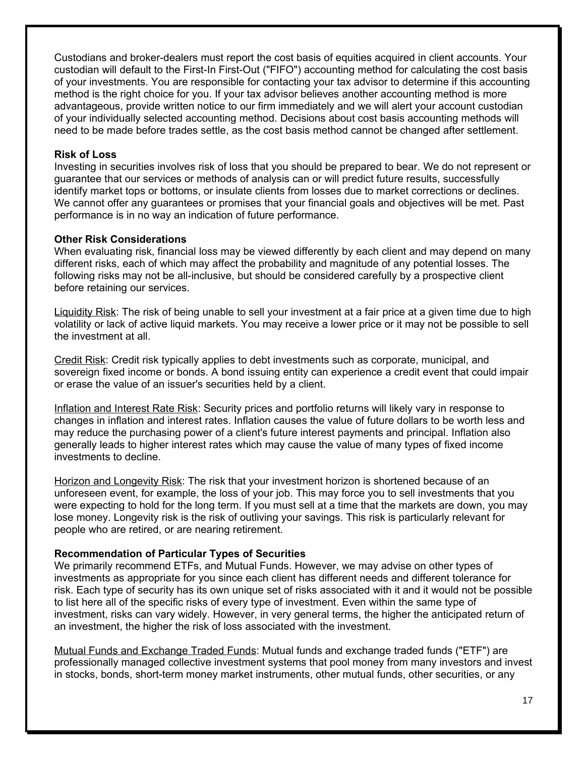Custodians and broker-dealers must report the cost basis of equities acquired in client accounts. Your custodian will default to the First-In First-Out ("FIFO") accounting method for calculating the cost basis of your investments. You are responsible for contacting your tax advisor to determine if this accounting method is the right choice for you. If your tax advisor believes another accounting method is more advantageous, provide written notice to our firm immediately and we will alert your account custodian of your individually selected accounting method. Decisions about cost basis accounting methods will need to be made before trades settle, as the cost basis method cannot be changed after settlement.

**Risk of Loss**

Investing in securities involves risk of loss that you should be prepared to bear. We do not represent or guarantee that our services or methods of analysis can or will predict future results, successfully identify market tops or bottoms, or insulate clients from losses due to market corrections or declines. We cannot offer any guarantees or promises that your financial goals and objectives will be met. Past performance is in no way an indication of future performance.

**Other Risk Considerations**

When evaluating risk, financial loss may be viewed differently by each client and may depend on many different risks, each of which may affect the probability and magnitude of any potential losses. The following risks may not be all-inclusive, but should be considered carefully by a prospective client before retaining our services.

Liquidity Risk: The risk of being unable to sell your investment at a fair price at a given time due to high volatility or lack of active liquid markets. You may receive a lower price or it may not be possible to sell the investment at all.

Credit Risk: Credit risk typically applies to debt investments such as corporate, municipal, and sovereign fixed income or bonds. A bond issuing entity can experience a credit event that could impair or erase the value of an issuer's securities held by a client.

Inflation and Interest Rate Risk: Security prices and portfolio returns will likely vary in response to changes in inflation and interest rates. Inflation causes the value of future dollars to be worth less and may reduce the purchasing power of a client's future interest payments and principal. Inflation also generally leads to higher interest rates which may cause the value of many types of fixed income investments to decline.

Horizon and Longevity Risk: The risk that your investment horizon is shortened because of an unforeseen event, for example, the loss of your job. This may force you to sell investments that you were expecting to hold for the long term. If you must sell at a time that the markets are down, you may lose money. Longevity risk is the risk of outliving your savings. This risk is particularly relevant for people who are retired, or are nearing retirement.

**Recommendation of Particular Types of Securities**

We primarily recommend ETFs, and Mutual Funds. However, we may advise on other types of investments as appropriate for you since each client has different needs and different tolerance for risk. Each type of security has its own unique set of risks associated with it and it would not be possible to list here all of the specific risks of every type of investment. Even within the same type of investment, risks can vary widely. However, in very general terms, the higher the anticipated return of an investment, the higher the risk of loss associated with the investment.

Mutual Funds and Exchange Traded Funds: Mutual funds and exchange traded funds ("ETF") are professionally managed collective investment systems that pool money from many investors and invest in stocks, bonds, short-term money market instruments, other mutual funds, other securities, or any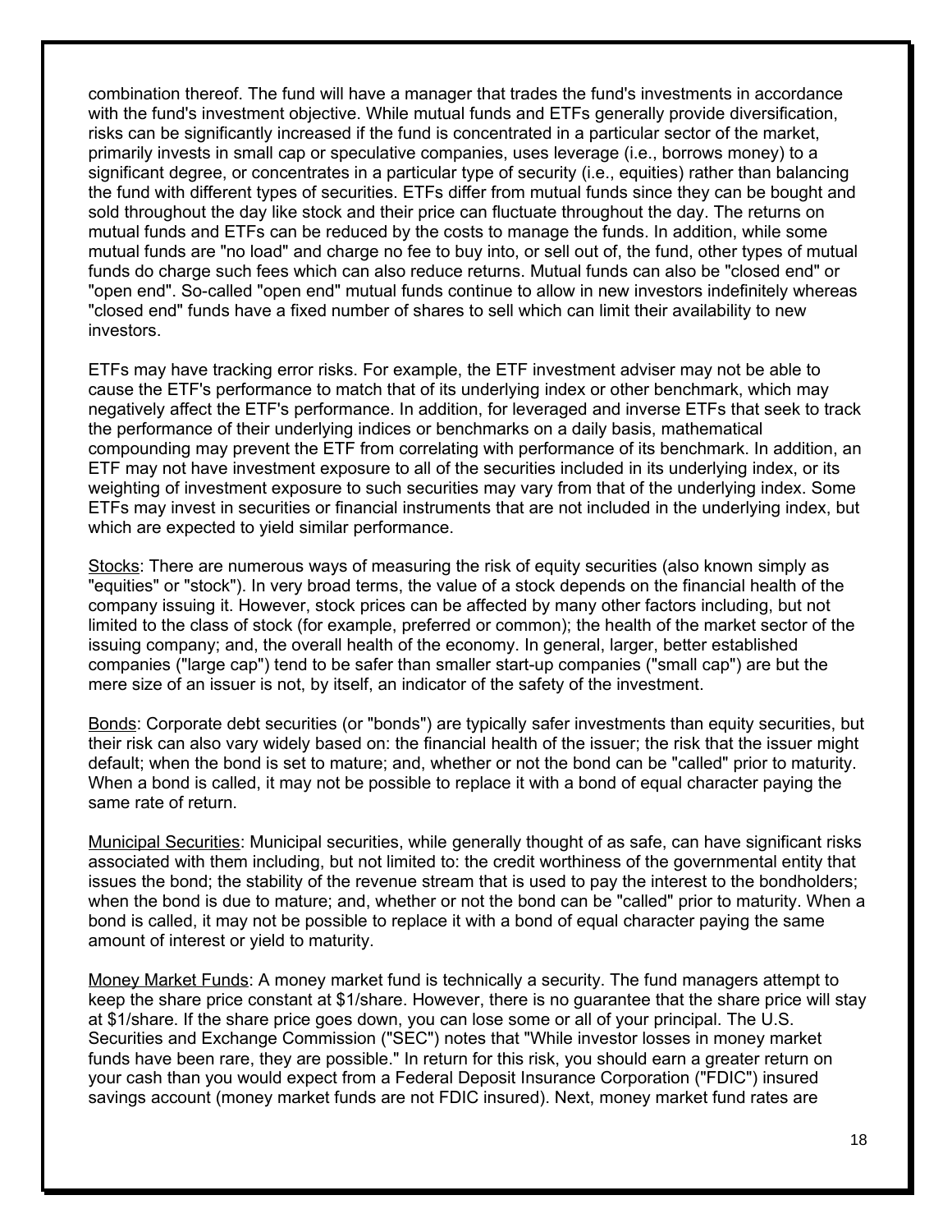combination thereof. The fund will have a manager that trades the fund's investments in accordance with the fund's investment objective. While mutual funds and ETFs generally provide diversification, risks can be significantly increased if the fund is concentrated in a particular sector of the market, primarily invests in small cap or speculative companies, uses leverage (i.e., borrows money) to a significant degree, or concentrates in a particular type of security (i.e., equities) rather than balancing the fund with different types of securities. ETFs differ from mutual funds since they can be bought and sold throughout the day like stock and their price can fluctuate throughout the day. The returns on mutual funds and ETFs can be reduced by the costs to manage the funds. In addition, while some mutual funds are "no load" and charge no fee to buy into, or sell out of, the fund, other types of mutual funds do charge such fees which can also reduce returns. Mutual funds can also be "closed end" or "open end". So-called "open end" mutual funds continue to allow in new investors indefinitely whereas "closed end" funds have a fixed number of shares to sell which can limit their availability to new investors.

ETFs may have tracking error risks. For example, the ETF investment adviser may not be able to cause the ETF's performance to match that of its underlying index or other benchmark, which may negatively affect the ETF's performance. In addition, for leveraged and inverse ETFs that seek to track the performance of their underlying indices or benchmarks on a daily basis, mathematical compounding may prevent the ETF from correlating with performance of its benchmark. In addition, an ETF may not have investment exposure to all of the securities included in its underlying index, or its weighting of investment exposure to such securities may vary from that of the underlying index. Some ETFs may invest in securities or financial instruments that are not included in the underlying index, but which are expected to yield similar performance.

Stocks: There are numerous ways of measuring the risk of equity securities (also known simply as "equities" or "stock"). In very broad terms, the value of a stock depends on the financial health of the company issuing it. However, stock prices can be affected by many other factors including, but not limited to the class of stock (for example, preferred or common); the health of the market sector of the issuing company; and, the overall health of the economy. In general, larger, better established companies ("large cap") tend to be safer than smaller start-up companies ("small cap") are but the mere size of an issuer is not, by itself, an indicator of the safety of the investment.

Bonds: Corporate debt securities (or "bonds") are typically safer investments than equity securities, but their risk can also vary widely based on: the financial health of the issuer; the risk that the issuer might default; when the bond is set to mature; and, whether or not the bond can be "called" prior to maturity. When a bond is called, it may not be possible to replace it with a bond of equal character paying the same rate of return.

Municipal Securities: Municipal securities, while generally thought of as safe, can have significant risks associated with them including, but not limited to: the credit worthiness of the governmental entity that issues the bond; the stability of the revenue stream that is used to pay the interest to the bondholders; when the bond is due to mature; and, whether or not the bond can be "called" prior to maturity. When a bond is called, it may not be possible to replace it with a bond of equal character paying the same amount of interest or yield to maturity.

Money Market Funds: A money market fund is technically a security. The fund managers attempt to keep the share price constant at $1/share. However, there is no guarantee that the share price will stay at $1/share. If the share price goes down, you can lose some or all of your principal. The U.S. Securities and Exchange Commission ("SEC") notes that "While investor losses in money market funds have been rare, they are possible." In return for this risk, you should earn a greater return on your cash than you would expect from a Federal Deposit Insurance Corporation ("FDIC") insured savings account (money market funds are not FDIC insured). Next, money market fund rates are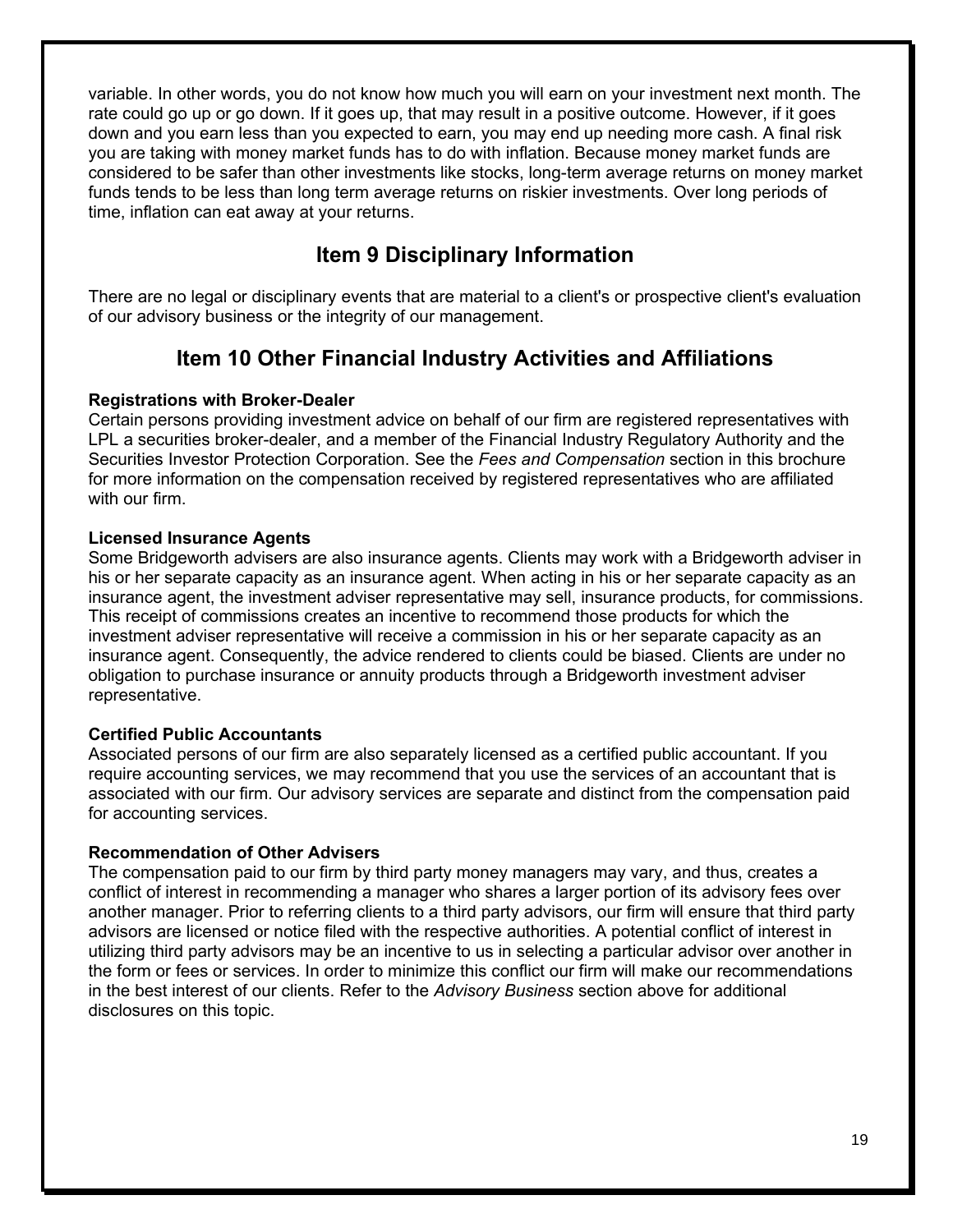variable. In other words, you do not know how much you will earn on your investment next month. The rate could go up or go down. If it goes up, that may result in a positive outcome. However, if it goes down and you earn less than you expected to earn, you may end up needing more cash. A final risk you are taking with money market funds has to do with inflation. Because money market funds are considered to be safer than other investments like stocks, long-term average returns on money market funds tends to be less than long term average returns on riskier investments. Over long periods of time, inflation can eat away at your returns.

## Item 9 Disciplinary Information

There are no legal or disciplinary events that are material to a client's or prospective client's evaluation of our advisory business or the integrity of our management.

## Item 10 Other Financial Industry Activities and Affiliations

**Registrations with Broker-Dealer**
Certain persons providing investment advice on behalf of our firm are registered representatives with LPL a securities broker-dealer, and a member of the Financial Industry Regulatory Authority and the Securities Investor Protection Corporation. See the *Fees and Compensation* section in this brochure for more information on the compensation received by registered representatives who are affiliated with our firm.

**Licensed Insurance Agents**
Some Bridgeworth advisers are also insurance agents. Clients may work with a Bridgeworth adviser in his or her separate capacity as an insurance agent. When acting in his or her separate capacity as an insurance agent, the investment adviser representative may sell, insurance products, for commissions. This receipt of commissions creates an incentive to recommend those products for which the investment adviser representative will receive a commission in his or her separate capacity as an insurance agent. Consequently, the advice rendered to clients could be biased. Clients are under no obligation to purchase insurance or annuity products through a Bridgeworth investment adviser representative.

**Certified Public Accountants**
Associated persons of our firm are also separately licensed as a certified public accountant. If you require accounting services, we may recommend that you use the services of an accountant that is associated with our firm. Our advisory services are separate and distinct from the compensation paid for accounting services.

**Recommendation of Other Advisers**
The compensation paid to our firm by third party money managers may vary, and thus, creates a conflict of interest in recommending a manager who shares a larger portion of its advisory fees over another manager. Prior to referring clients to a third party advisors, our firm will ensure that third party advisors are licensed or notice filed with the respective authorities. A potential conflict of interest in utilizing third party advisors may be an incentive to us in selecting a particular advisor over another in the form or fees or services. In order to minimize this conflict our firm will make our recommendations in the best interest of our clients. Refer to the *Advisory Business* section above for additional disclosures on this topic.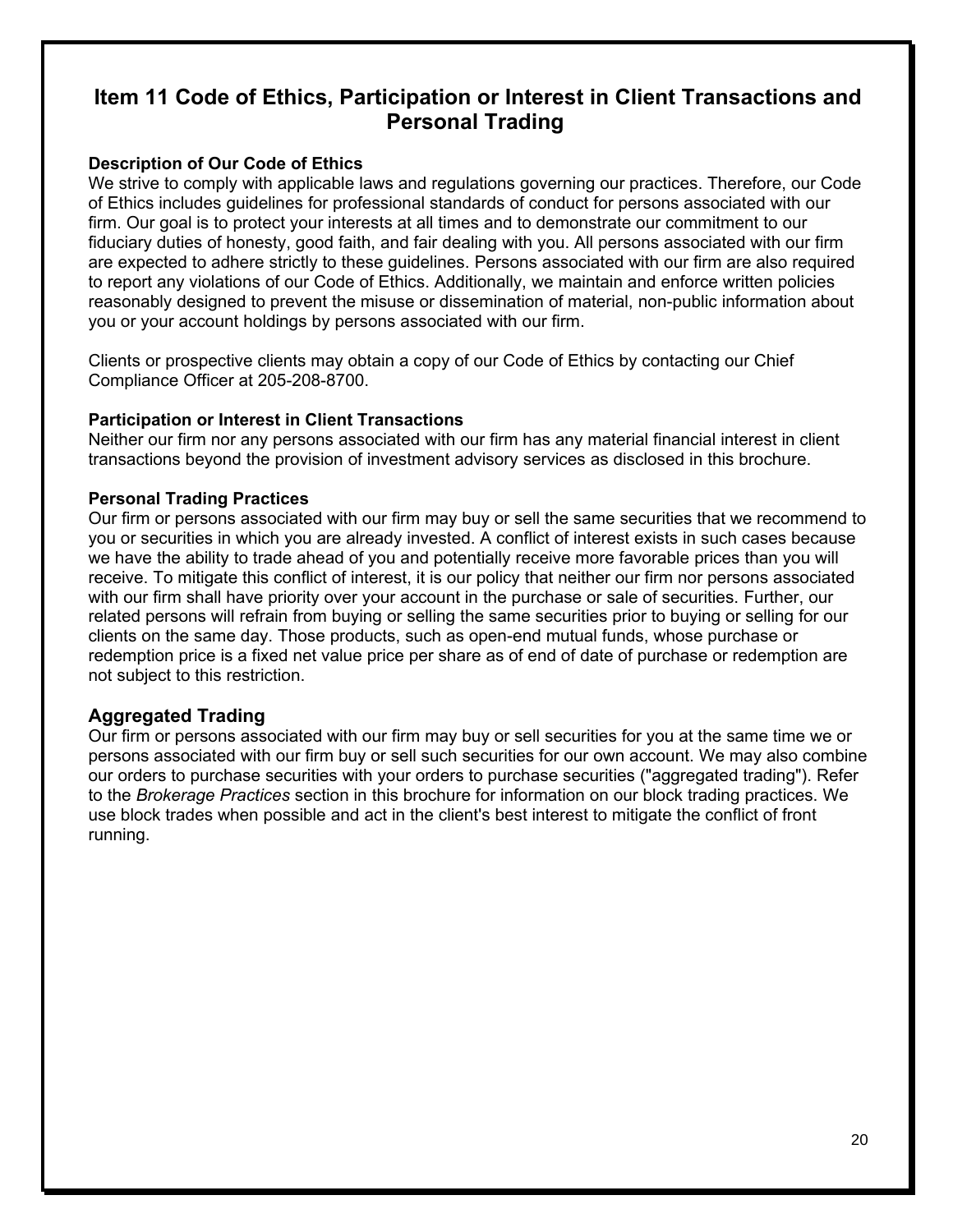## Item 11 Code of Ethics, Participation or Interest in Client Transactions and Personal Trading

**Description of Our Code of Ethics**

We strive to comply with applicable laws and regulations governing our practices. Therefore, our Code of Ethics includes guidelines for professional standards of conduct for persons associated with our firm. Our goal is to protect your interests at all times and to demonstrate our commitment to our fiduciary duties of honesty, good faith, and fair dealing with you. All persons associated with our firm are expected to adhere strictly to these guidelines. Persons associated with our firm are also required to report any violations of our Code of Ethics. Additionally, we maintain and enforce written policies reasonably designed to prevent the misuse or dissemination of material, non-public information about you or your account holdings by persons associated with our firm.

Clients or prospective clients may obtain a copy of our Code of Ethics by contacting our Chief Compliance Officer at 205-208-8700.

**Participation or Interest in Client Transactions**

Neither our firm nor any persons associated with our firm has any material financial interest in client transactions beyond the provision of investment advisory services as disclosed in this brochure.

**Personal Trading Practices**

Our firm or persons associated with our firm may buy or sell the same securities that we recommend to you or securities in which you are already invested. A conflict of interest exists in such cases because we have the ability to trade ahead of you and potentially receive more favorable prices than you will receive. To mitigate this conflict of interest, it is our policy that neither our firm nor persons associated with our firm shall have priority over your account in the purchase or sale of securities. Further, our related persons will refrain from buying or selling the same securities prior to buying or selling for our clients on the same day. Those products, such as open-end mutual funds, whose purchase or redemption price is a fixed net value price per share as of end of date of purchase or redemption are not subject to this restriction.

### Aggregated Trading

Our firm or persons associated with our firm may buy or sell securities for you at the same time we or persons associated with our firm buy or sell such securities for our own account. We may also combine our orders to purchase securities with your orders to purchase securities ("aggregated trading"). Refer to the *Brokerage Practices* section in this brochure for information on our block trading practices. We use block trades when possible and act in the client's best interest to mitigate the conflict of front running.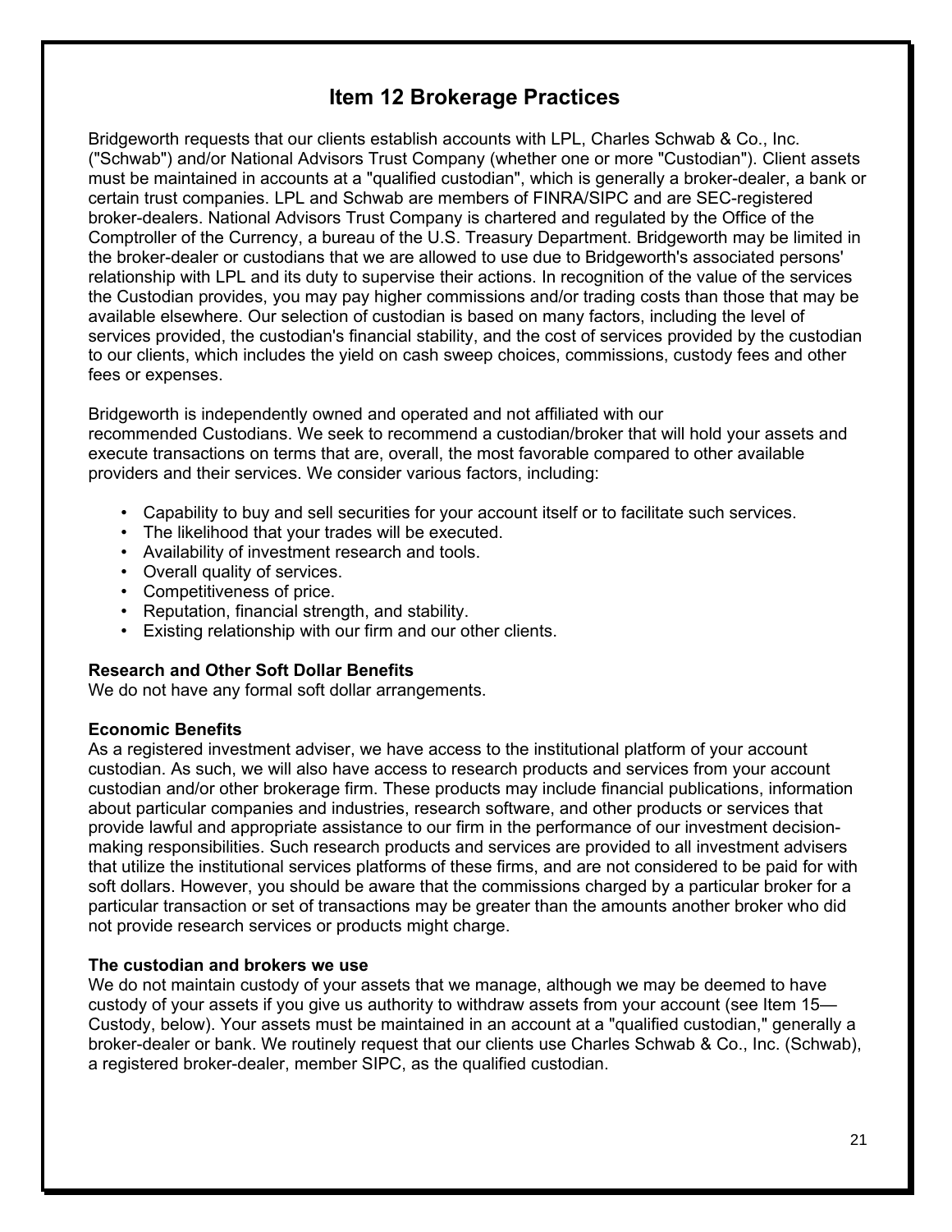## Item 12 Brokerage Practices

Bridgeworth requests that our clients establish accounts with LPL, Charles Schwab & Co., Inc. ("Schwab") and/or National Advisors Trust Company (whether one or more "Custodian"). Client assets must be maintained in accounts at a "qualified custodian", which is generally a broker-dealer, a bank or certain trust companies. LPL and Schwab are members of FINRA/SIPC and are SEC-registered broker-dealers. National Advisors Trust Company is chartered and regulated by the Office of the Comptroller of the Currency, a bureau of the U.S. Treasury Department. Bridgeworth may be limited in the broker-dealer or custodians that we are allowed to use due to Bridgeworth's associated persons' relationship with LPL and its duty to supervise their actions. In recognition of the value of the services the Custodian provides, you may pay higher commissions and/or trading costs than those that may be available elsewhere. Our selection of custodian is based on many factors, including the level of services provided, the custodian's financial stability, and the cost of services provided by the custodian to our clients, which includes the yield on cash sweep choices, commissions, custody fees and other fees or expenses.

Bridgeworth is independently owned and operated and not affiliated with our recommended Custodians. We seek to recommend a custodian/broker that will hold your assets and execute transactions on terms that are, overall, the most favorable compared to other available providers and their services. We consider various factors, including:

- Capability to buy and sell securities for your account itself or to facilitate such services.
- The likelihood that your trades will be executed.
- Availability of investment research and tools.
- Overall quality of services.
- Competitiveness of price.
- Reputation, financial strength, and stability.
- Existing relationship with our firm and our other clients.

**Research and Other Soft Dollar Benefits**
We do not have any formal soft dollar arrangements.

**Economic Benefits**
As a registered investment adviser, we have access to the institutional platform of your account custodian. As such, we will also have access to research products and services from your account custodian and/or other brokerage firm. These products may include financial publications, information about particular companies and industries, research software, and other products or services that provide lawful and appropriate assistance to our firm in the performance of our investment decision-making responsibilities. Such research products and services are provided to all investment advisers that utilize the institutional services platforms of these firms, and are not considered to be paid for with soft dollars. However, you should be aware that the commissions charged by a particular broker for a particular transaction or set of transactions may be greater than the amounts another broker who did not provide research services or products might charge.

**The custodian and brokers we use**
We do not maintain custody of your assets that we manage, although we may be deemed to have custody of your assets if you give us authority to withdraw assets from your account (see Item 15—Custody, below). Your assets must be maintained in an account at a "qualified custodian," generally a broker-dealer or bank. We routinely request that our clients use Charles Schwab & Co., Inc. (Schwab), a registered broker-dealer, member SIPC, as the qualified custodian.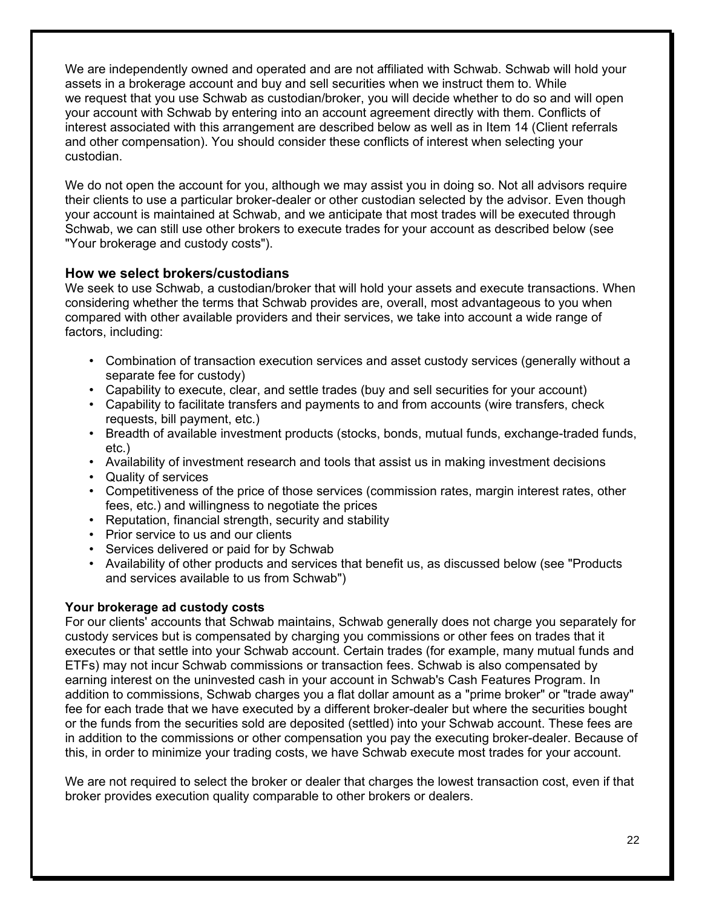We are independently owned and operated and are not affiliated with Schwab. Schwab will hold your assets in a brokerage account and buy and sell securities when we instruct them to. While we request that you use Schwab as custodian/broker, you will decide whether to do so and will open your account with Schwab by entering into an account agreement directly with them. Conflicts of interest associated with this arrangement are described below as well as in Item 14 (Client referrals and other compensation). You should consider these conflicts of interest when selecting your custodian.

We do not open the account for you, although we may assist you in doing so. Not all advisors require their clients to use a particular broker-dealer or other custodian selected by the advisor. Even though your account is maintained at Schwab, and we anticipate that most trades will be executed through Schwab, we can still use other brokers to execute trades for your account as described below (see "Your brokerage and custody costs").

### How we select brokers/custodians

We seek to use Schwab, a custodian/broker that will hold your assets and execute transactions. When considering whether the terms that Schwab provides are, overall, most advantageous to you when compared with other available providers and their services, we take into account a wide range of factors, including:

- Combination of transaction execution services and asset custody services (generally without a separate fee for custody)
- Capability to execute, clear, and settle trades (buy and sell securities for your account)
- Capability to facilitate transfers and payments to and from accounts (wire transfers, check requests, bill payment, etc.)
- Breadth of available investment products (stocks, bonds, mutual funds, exchange-traded funds, etc.)
- Availability of investment research and tools that assist us in making investment decisions
- Quality of services
- Competitiveness of the price of those services (commission rates, margin interest rates, other fees, etc.) and willingness to negotiate the prices
- Reputation, financial strength, security and stability
- Prior service to us and our clients
- Services delivered or paid for by Schwab
- Availability of other products and services that benefit us, as discussed below (see "Products and services available to us from Schwab")

**Your brokerage ad custody costs**

For our clients' accounts that Schwab maintains, Schwab generally does not charge you separately for custody services but is compensated by charging you commissions or other fees on trades that it executes or that settle into your Schwab account. Certain trades (for example, many mutual funds and ETFs) may not incur Schwab commissions or transaction fees. Schwab is also compensated by earning interest on the uninvested cash in your account in Schwab's Cash Features Program. In addition to commissions, Schwab charges you a flat dollar amount as a "prime broker" or "trade away" fee for each trade that we have executed by a different broker-dealer but where the securities bought or the funds from the securities sold are deposited (settled) into your Schwab account. These fees are in addition to the commissions or other compensation you pay the executing broker-dealer. Because of this, in order to minimize your trading costs, we have Schwab execute most trades for your account.

We are not required to select the broker or dealer that charges the lowest transaction cost, even if that broker provides execution quality comparable to other brokers or dealers.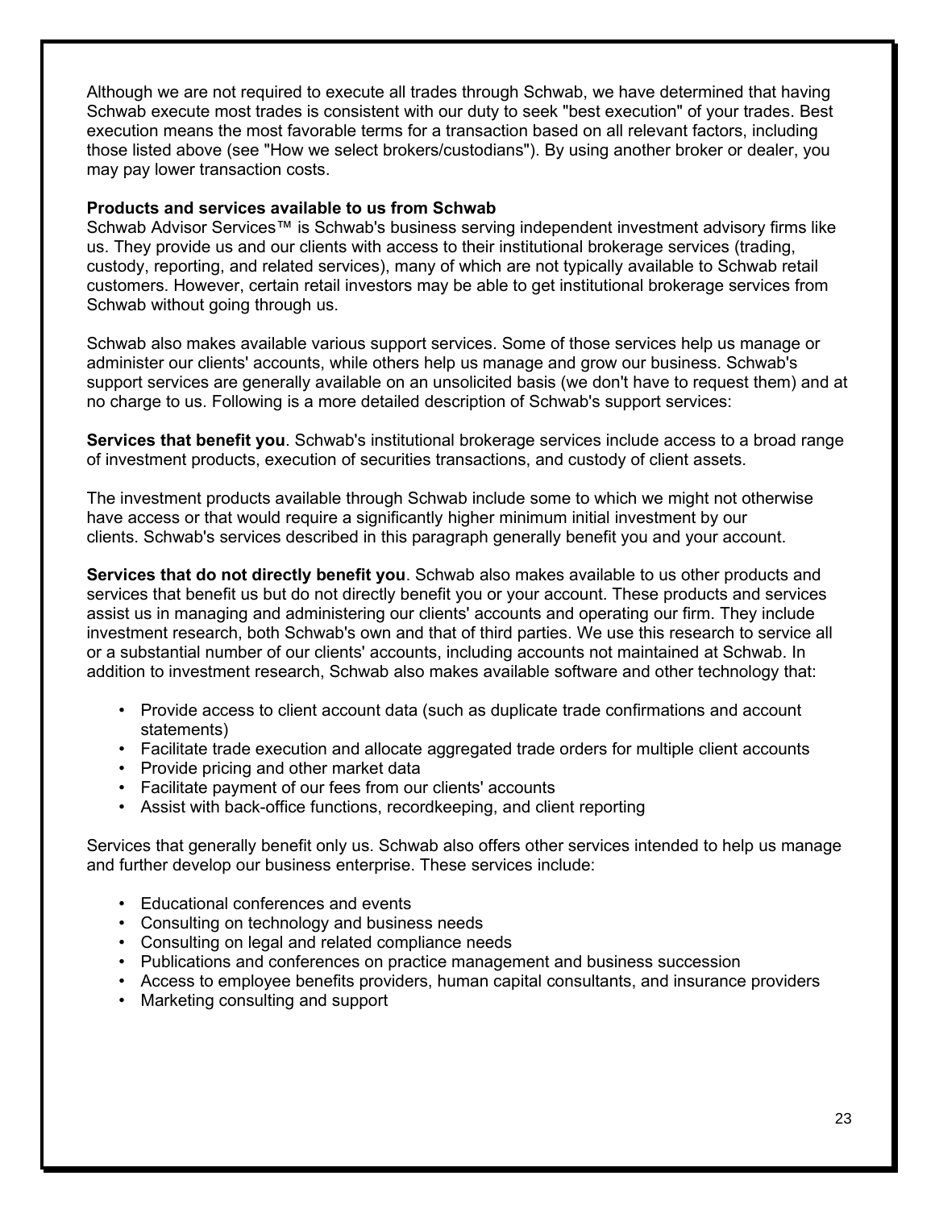Although we are not required to execute all trades through Schwab, we have determined that having Schwab execute most trades is consistent with our duty to seek "best execution" of your trades. Best execution means the most favorable terms for a transaction based on all relevant factors, including those listed above (see "How we select brokers/custodians"). By using another broker or dealer, you may pay lower transaction costs.

**Products and services available to us from Schwab**

Schwab Advisor Services™ is Schwab's business serving independent investment advisory firms like us. They provide us and our clients with access to their institutional brokerage services (trading, custody, reporting, and related services), many of which are not typically available to Schwab retail customers. However, certain retail investors may be able to get institutional brokerage services from Schwab without going through us.

Schwab also makes available various support services. Some of those services help us manage or administer our clients' accounts, while others help us manage and grow our business. Schwab's support services are generally available on an unsolicited basis (we don't have to request them) and at no charge to us. Following is a more detailed description of Schwab's support services:

**Services that benefit you**. Schwab's institutional brokerage services include access to a broad range of investment products, execution of securities transactions, and custody of client assets.

The investment products available through Schwab include some to which we might not otherwise have access or that would require a significantly higher minimum initial investment by our clients. Schwab's services described in this paragraph generally benefit you and your account.

**Services that do not directly benefit you**. Schwab also makes available to us other products and services that benefit us but do not directly benefit you or your account. These products and services assist us in managing and administering our clients' accounts and operating our firm. They include investment research, both Schwab's own and that of third parties. We use this research to service all or a substantial number of our clients' accounts, including accounts not maintained at Schwab. In addition to investment research, Schwab also makes available software and other technology that:

- Provide access to client account data (such as duplicate trade confirmations and account statements)
- Facilitate trade execution and allocate aggregated trade orders for multiple client accounts
- Provide pricing and other market data
- Facilitate payment of our fees from our clients' accounts
- Assist with back-office functions, recordkeeping, and client reporting

Services that generally benefit only us. Schwab also offers other services intended to help us manage and further develop our business enterprise. These services include:

- Educational conferences and events
- Consulting on technology and business needs
- Consulting on legal and related compliance needs
- Publications and conferences on practice management and business succession
- Access to employee benefits providers, human capital consultants, and insurance providers
- Marketing consulting and support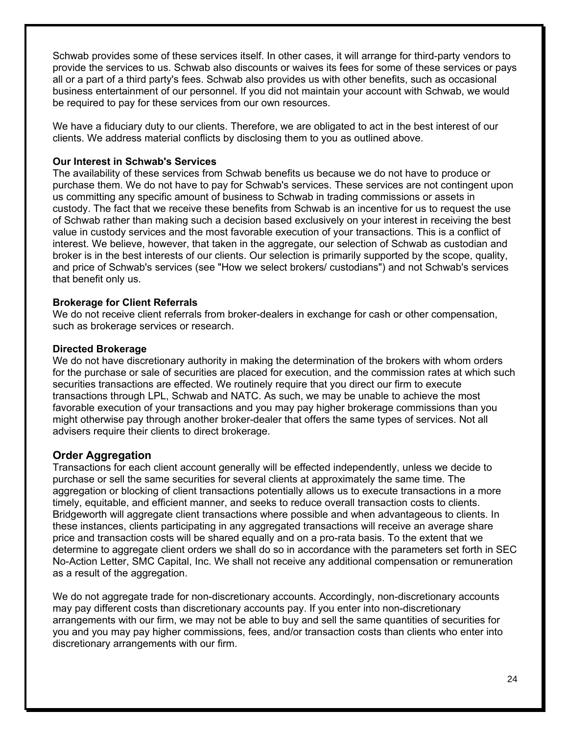Schwab provides some of these services itself. In other cases, it will arrange for third-party vendors to provide the services to us. Schwab also discounts or waives its fees for some of these services or pays all or a part of a third party's fees. Schwab also provides us with other benefits, such as occasional business entertainment of our personnel. If you did not maintain your account with Schwab, we would be required to pay for these services from our own resources.

We have a fiduciary duty to our clients. Therefore, we are obligated to act in the best interest of our clients. We address material conflicts by disclosing them to you as outlined above.

**Our Interest in Schwab's Services**

The availability of these services from Schwab benefits us because we do not have to produce or purchase them. We do not have to pay for Schwab's services. These services are not contingent upon us committing any specific amount of business to Schwab in trading commissions or assets in custody. The fact that we receive these benefits from Schwab is an incentive for us to request the use of Schwab rather than making such a decision based exclusively on your interest in receiving the best value in custody services and the most favorable execution of your transactions. This is a conflict of interest. We believe, however, that taken in the aggregate, our selection of Schwab as custodian and broker is in the best interests of our clients. Our selection is primarily supported by the scope, quality, and price of Schwab's services (see "How we select brokers/ custodians") and not Schwab's services that benefit only us.

**Brokerage for Client Referrals**

We do not receive client referrals from broker-dealers in exchange for cash or other compensation, such as brokerage services or research.

**Directed Brokerage**

We do not have discretionary authority in making the determination of the brokers with whom orders for the purchase or sale of securities are placed for execution, and the commission rates at which such securities transactions are effected. We routinely require that you direct our firm to execute transactions through LPL, Schwab and NATC. As such, we may be unable to achieve the most favorable execution of your transactions and you may pay higher brokerage commissions than you might otherwise pay through another broker-dealer that offers the same types of services. Not all advisers require their clients to direct brokerage.

## Order Aggregation

Transactions for each client account generally will be effected independently, unless we decide to purchase or sell the same securities for several clients at approximately the same time. The aggregation or blocking of client transactions potentially allows us to execute transactions in a more timely, equitable, and efficient manner, and seeks to reduce overall transaction costs to clients. Bridgeworth will aggregate client transactions where possible and when advantageous to clients. In these instances, clients participating in any aggregated transactions will receive an average share price and transaction costs will be shared equally and on a pro-rata basis. To the extent that we determine to aggregate client orders we shall do so in accordance with the parameters set forth in SEC No-Action Letter, SMC Capital, Inc. We shall not receive any additional compensation or remuneration as a result of the aggregation.

We do not aggregate trade for non-discretionary accounts. Accordingly, non-discretionary accounts may pay different costs than discretionary accounts pay. If you enter into non-discretionary arrangements with our firm, we may not be able to buy and sell the same quantities of securities for you and you may pay higher commissions, fees, and/or transaction costs than clients who enter into discretionary arrangements with our firm.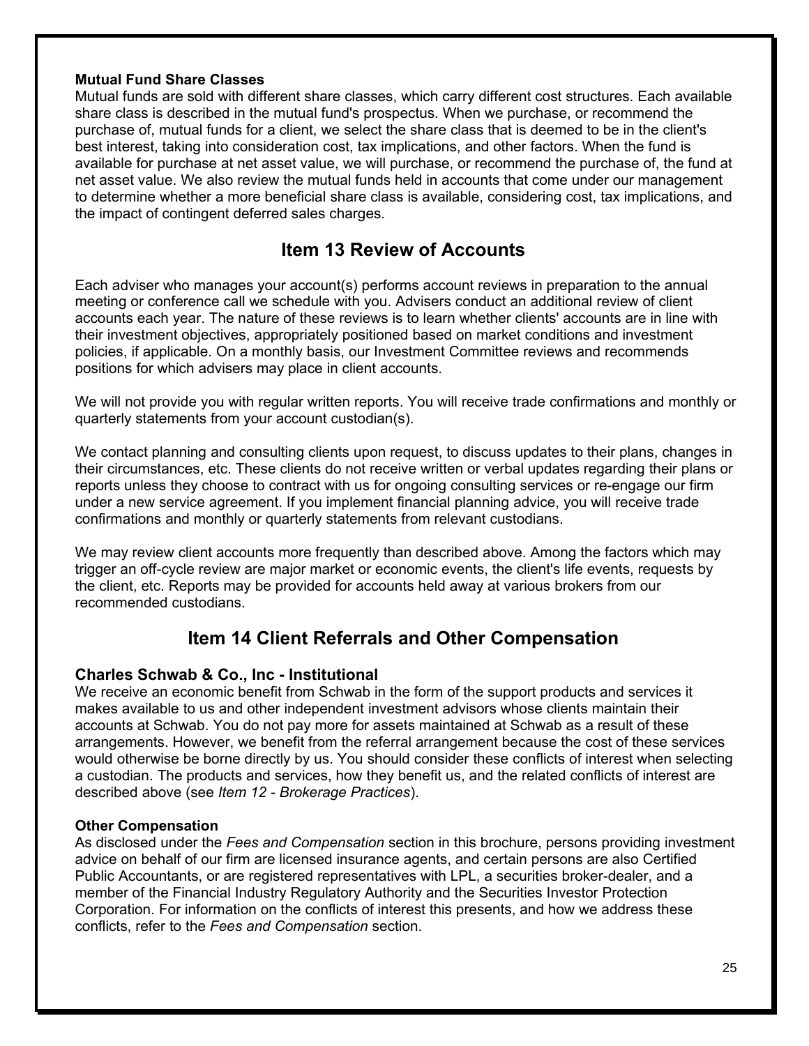**Mutual Fund Share Classes**
Mutual funds are sold with different share classes, which carry different cost structures. Each available share class is described in the mutual fund's prospectus. When we purchase, or recommend the purchase of, mutual funds for a client, we select the share class that is deemed to be in the client's best interest, taking into consideration cost, tax implications, and other factors. When the fund is available for purchase at net asset value, we will purchase, or recommend the purchase of, the fund at net asset value. We also review the mutual funds held in accounts that come under our management to determine whether a more beneficial share class is available, considering cost, tax implications, and the impact of contingent deferred sales charges.

## Item 13 Review of Accounts

Each adviser who manages your account(s) performs account reviews in preparation to the annual meeting or conference call we schedule with you. Advisers conduct an additional review of client accounts each year. The nature of these reviews is to learn whether clients' accounts are in line with their investment objectives, appropriately positioned based on market conditions and investment policies, if applicable. On a monthly basis, our Investment Committee reviews and recommends positions for which advisers may place in client accounts.

We will not provide you with regular written reports. You will receive trade confirmations and monthly or quarterly statements from your account custodian(s).

We contact planning and consulting clients upon request, to discuss updates to their plans, changes in their circumstances, etc. These clients do not receive written or verbal updates regarding their plans or reports unless they choose to contract with us for ongoing consulting services or re-engage our firm under a new service agreement. If you implement financial planning advice, you will receive trade confirmations and monthly or quarterly statements from relevant custodians.

We may review client accounts more frequently than described above. Among the factors which may trigger an off-cycle review are major market or economic events, the client's life events, requests by the client, etc. Reports may be provided for accounts held away at various brokers from our recommended custodians.

## Item 14 Client Referrals and Other Compensation

### Charles Schwab & Co., Inc - Institutional

We receive an economic benefit from Schwab in the form of the support products and services it makes available to us and other independent investment advisors whose clients maintain their accounts at Schwab. You do not pay more for assets maintained at Schwab as a result of these arrangements. However, we benefit from the referral arrangement because the cost of these services would otherwise be borne directly by us. You should consider these conflicts of interest when selecting a custodian. The products and services, how they benefit us, and the related conflicts of interest are described above (see *Item 12 - Brokerage Practices*).

**Other Compensation**
As disclosed under the *Fees and Compensation* section in this brochure, persons providing investment advice on behalf of our firm are licensed insurance agents, and certain persons are also Certified Public Accountants, or are registered representatives with LPL, a securities broker-dealer, and a member of the Financial Industry Regulatory Authority and the Securities Investor Protection Corporation. For information on the conflicts of interest this presents, and how we address these conflicts, refer to the *Fees and Compensation* section.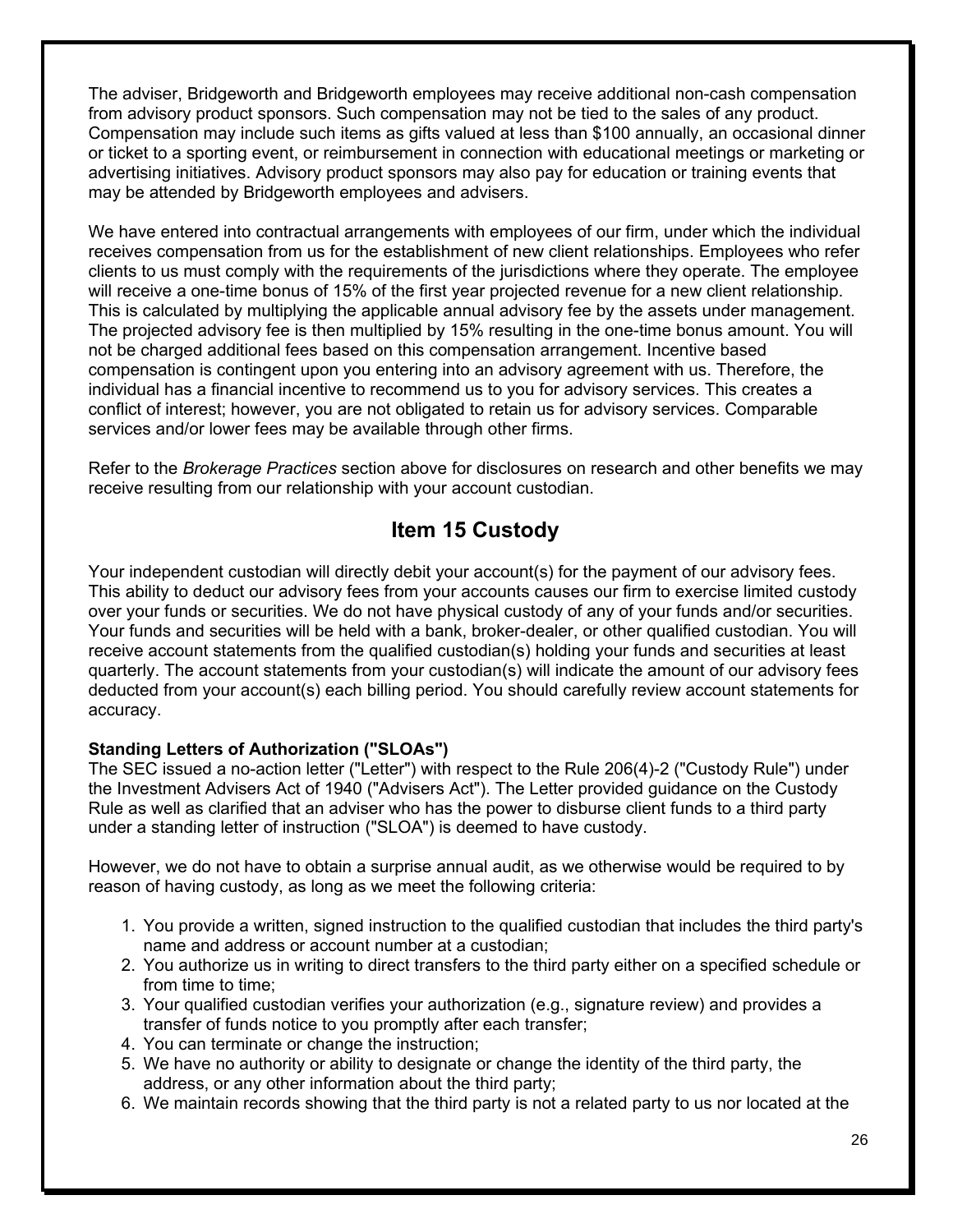The adviser, Bridgeworth and Bridgeworth employees may receive additional non-cash compensation from advisory product sponsors. Such compensation may not be tied to the sales of any product. Compensation may include such items as gifts valued at less than $100 annually, an occasional dinner or ticket to a sporting event, or reimbursement in connection with educational meetings or marketing or advertising initiatives. Advisory product sponsors may also pay for education or training events that may be attended by Bridgeworth employees and advisers.

We have entered into contractual arrangements with employees of our firm, under which the individual receives compensation from us for the establishment of new client relationships. Employees who refer clients to us must comply with the requirements of the jurisdictions where they operate. The employee will receive a one-time bonus of 15% of the first year projected revenue for a new client relationship. This is calculated by multiplying the applicable annual advisory fee by the assets under management. The projected advisory fee is then multiplied by 15% resulting in the one-time bonus amount. You will not be charged additional fees based on this compensation arrangement. Incentive based compensation is contingent upon you entering into an advisory agreement with us. Therefore, the individual has a financial incentive to recommend us to you for advisory services. This creates a conflict of interest; however, you are not obligated to retain us for advisory services. Comparable services and/or lower fees may be available through other firms.

Refer to the *Brokerage Practices* section above for disclosures on research and other benefits we may receive resulting from our relationship with your account custodian.

## Item 15 Custody

Your independent custodian will directly debit your account(s) for the payment of our advisory fees. This ability to deduct our advisory fees from your accounts causes our firm to exercise limited custody over your funds or securities. We do not have physical custody of any of your funds and/or securities. Your funds and securities will be held with a bank, broker-dealer, or other qualified custodian. You will receive account statements from the qualified custodian(s) holding your funds and securities at least quarterly. The account statements from your custodian(s) will indicate the amount of our advisory fees deducted from your account(s) each billing period. You should carefully review account statements for accuracy.

**Standing Letters of Authorization ("SLOAs")**
The SEC issued a no-action letter ("Letter") with respect to the Rule 206(4)-2 ("Custody Rule") under the Investment Advisers Act of 1940 ("Advisers Act"). The Letter provided guidance on the Custody Rule as well as clarified that an adviser who has the power to disburse client funds to a third party under a standing letter of instruction ("SLOA") is deemed to have custody.

However, we do not have to obtain a surprise annual audit, as we otherwise would be required to by reason of having custody, as long as we meet the following criteria:

1. You provide a written, signed instruction to the qualified custodian that includes the third party's name and address or account number at a custodian;
2. You authorize us in writing to direct transfers to the third party either on a specified schedule or from time to time;
3. Your qualified custodian verifies your authorization (e.g., signature review) and provides a transfer of funds notice to you promptly after each transfer;
4. You can terminate or change the instruction;
5. We have no authority or ability to designate or change the identity of the third party, the address, or any other information about the third party;
6. We maintain records showing that the third party is not a related party to us nor located at the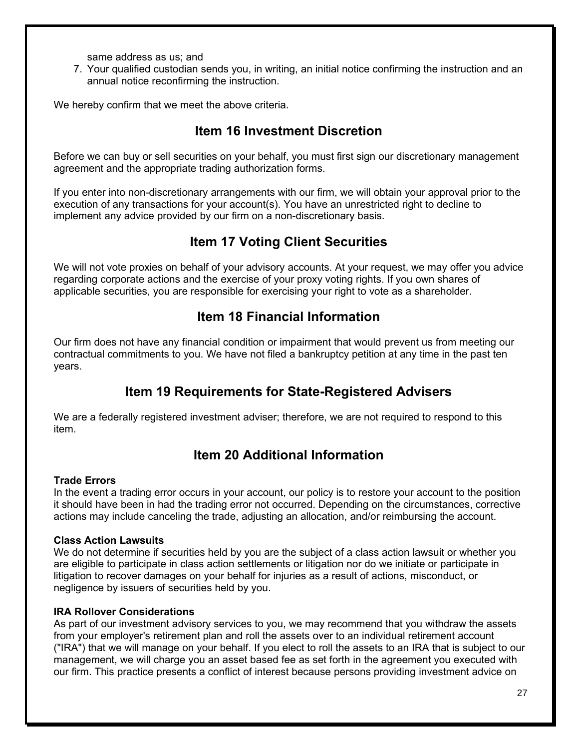same address as us; and

7. Your qualified custodian sends you, in writing, an initial notice confirming the instruction and an annual notice reconfirming the instruction.

We hereby confirm that we meet the above criteria.

## Item 16 Investment Discretion

Before we can buy or sell securities on your behalf, you must first sign our discretionary management agreement and the appropriate trading authorization forms.

If you enter into non-discretionary arrangements with our firm, we will obtain your approval prior to the execution of any transactions for your account(s). You have an unrestricted right to decline to implement any advice provided by our firm on a non-discretionary basis.

## Item 17 Voting Client Securities

We will not vote proxies on behalf of your advisory accounts. At your request, we may offer you advice regarding corporate actions and the exercise of your proxy voting rights. If you own shares of applicable securities, you are responsible for exercising your right to vote as a shareholder.

## Item 18 Financial Information

Our firm does not have any financial condition or impairment that would prevent us from meeting our contractual commitments to you. We have not filed a bankruptcy petition at any time in the past ten years.

## Item 19 Requirements for State-Registered Advisers

We are a federally registered investment adviser; therefore, we are not required to respond to this item.

## Item 20 Additional Information

**Trade Errors**
In the event a trading error occurs in your account, our policy is to restore your account to the position it should have been in had the trading error not occurred. Depending on the circumstances, corrective actions may include canceling the trade, adjusting an allocation, and/or reimbursing the account.

**Class Action Lawsuits**
We do not determine if securities held by you are the subject of a class action lawsuit or whether you are eligible to participate in class action settlements or litigation nor do we initiate or participate in litigation to recover damages on your behalf for injuries as a result of actions, misconduct, or negligence by issuers of securities held by you.

**IRA Rollover Considerations**
As part of our investment advisory services to you, we may recommend that you withdraw the assets from your employer's retirement plan and roll the assets over to an individual retirement account ("IRA") that we will manage on your behalf. If you elect to roll the assets to an IRA that is subject to our management, we will charge you an asset based fee as set forth in the agreement you executed with our firm. This practice presents a conflict of interest because persons providing investment advice on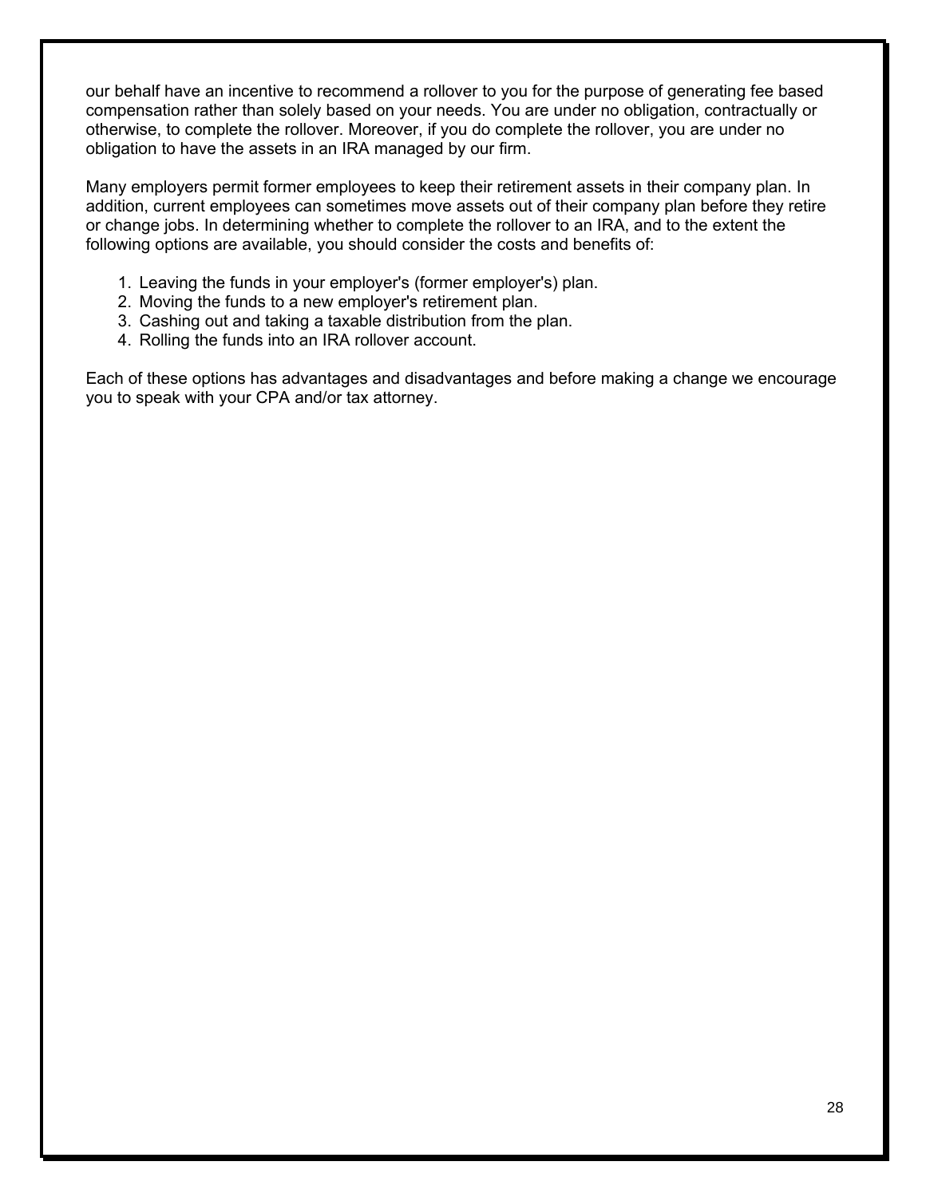our behalf have an incentive to recommend a rollover to you for the purpose of generating fee based compensation rather than solely based on your needs. You are under no obligation, contractually or otherwise, to complete the rollover. Moreover, if you do complete the rollover, you are under no obligation to have the assets in an IRA managed by our firm.

Many employers permit former employees to keep their retirement assets in their company plan. In addition, current employees can sometimes move assets out of their company plan before they retire or change jobs. In determining whether to complete the rollover to an IRA, and to the extent the following options are available, you should consider the costs and benefits of:

1. Leaving the funds in your employer's (former employer's) plan.
2. Moving the funds to a new employer's retirement plan.
3. Cashing out and taking a taxable distribution from the plan.
4. Rolling the funds into an IRA rollover account.

Each of these options has advantages and disadvantages and before making a change we encourage you to speak with your CPA and/or tax attorney.